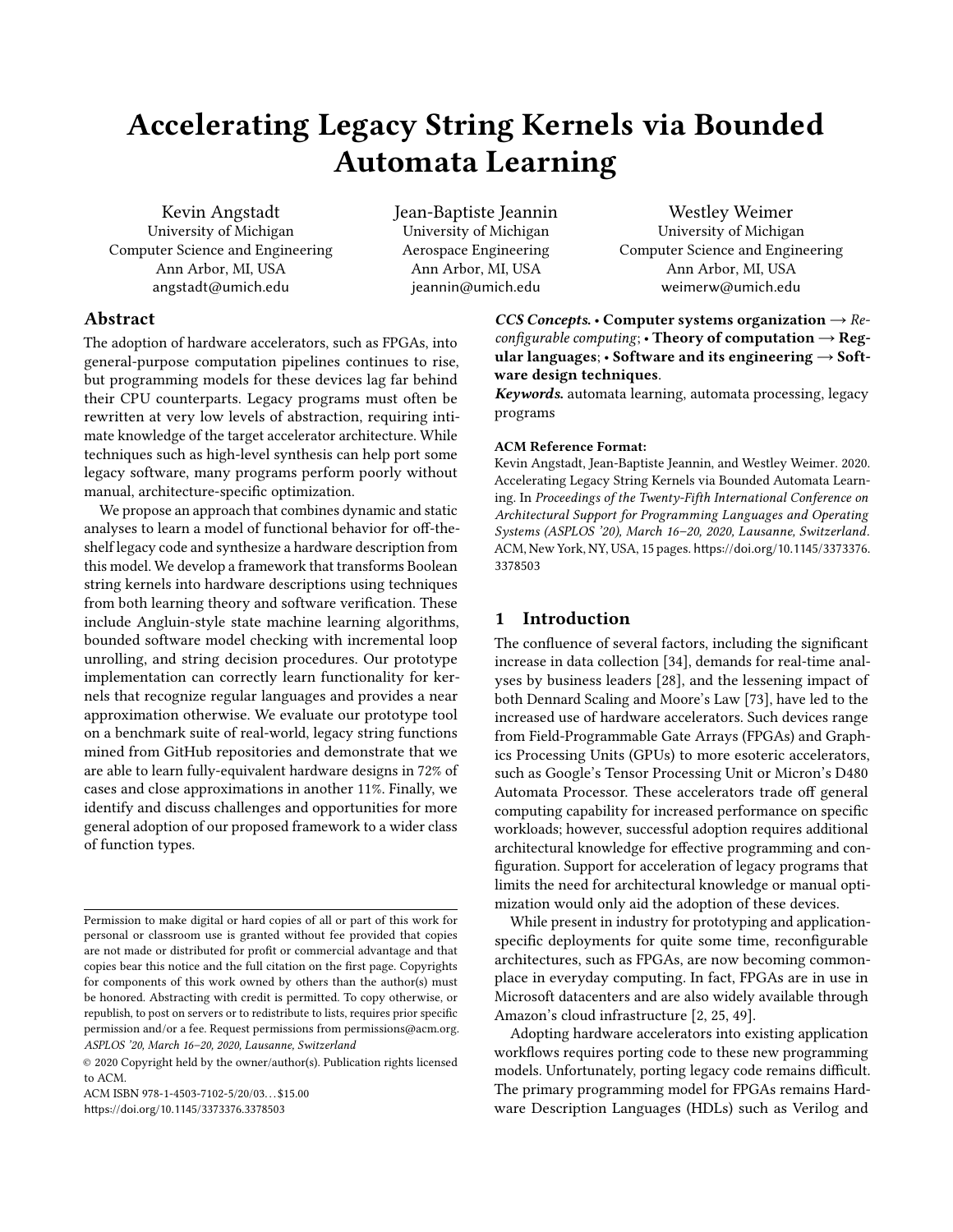# Accelerating Legacy String Kernels via Bounded Automata Learning

Kevin Angstadt
University of Michigan
Computer Science and Engineering
Ann Arbor, MI, USA
angstadt@umich.edu

Jean-Baptiste Jeannin
University of Michigan
Aerospace Engineering
Ann Arbor, MI, USA
jeannin@umich.edu

Westley Weimer
University of Michigan
Computer Science and Engineering
Ann Arbor, MI, USA
weimerw@umich.edu

## Abstract

The adoption of hardware accelerators, such as FPGAs, into general-purpose computation pipelines continues to rise, but programming models for these devices lag far behind their CPU counterparts. Legacy programs must often be rewritten at very low levels of abstraction, requiring intimate knowledge of the target accelerator architecture. While techniques such as high-level synthesis can help port some legacy software, many programs perform poorly without manual, architecture-specific optimization.

We propose an approach that combines dynamic and static analyses to learn a model of functional behavior for off-the-shelf legacy code and synthesize a hardware description from this model. We develop a framework that transforms Boolean string kernels into hardware descriptions using techniques from both learning theory and software verification. These include Angluin-style state machine learning algorithms, bounded software model checking with incremental loop unrolling, and string decision procedures. Our prototype implementation can correctly learn functionality for kernels that recognize regular languages and provides a near approximation otherwise. We evaluate our prototype tool on a benchmark suite of real-world, legacy string functions mined from GitHub repositories and demonstrate that we are able to learn fully-equivalent hardware designs in 72% of cases and close approximations in another 11%. Finally, we identify and discuss challenges and opportunities for more general adoption of our proposed framework to a wider class of function types.

Permission to make digital or hard copies of all or part of this work for personal or classroom use is granted without fee provided that copies are not made or distributed for profit or commercial advantage and that copies bear this notice and the full citation on the first page. Copyrights for components of this work owned by others than the author(s) must be honored. Abstracting with credit is permitted. To copy otherwise, or republish, to post on servers or to redistribute to lists, requires prior specific permission and/or a fee. Request permissions from permissions@acm.org.
*ASPLOS '20, March 16–20, 2020, Lausanne, Switzerland*

© 2020 Copyright held by the owner/author(s). Publication rights licensed to ACM.
ACM ISBN 978-1-4503-7102-5/20/03…$15.00
https://doi.org/10.1145/3373376.3378503

***CCS Concepts.*** • **Computer systems organization** → *Reconfigurable computing*; • **Theory of computation** → **Regular languages**; • **Software and its engineering** → **Software design techniques**.

***Keywords.*** automata learning, automata processing, legacy programs

**ACM Reference Format:**
Kevin Angstadt, Jean-Baptiste Jeannin, and Westley Weimer. 2020. Accelerating Legacy String Kernels via Bounded Automata Learning. In *Proceedings of the Twenty-Fifth International Conference on Architectural Support for Programming Languages and Operating Systems (ASPLOS '20), March 16–20, 2020, Lausanne, Switzerland*. ACM, New York, NY, USA, 15 pages. https://doi.org/10.1145/3373376.3378503

## 1 Introduction

The confluence of several factors, including the significant increase in data collection [34], demands for real-time analyses by business leaders [28], and the lessening impact of both Dennard Scaling and Moore's Law [73], have led to the increased use of hardware accelerators. Such devices range from Field-Programmable Gate Arrays (FPGAs) and Graphics Processing Units (GPUs) to more esoteric accelerators, such as Google's Tensor Processing Unit or Micron's D480 Automata Processor. These accelerators trade off general computing capability for increased performance on specific workloads; however, successful adoption requires additional architectural knowledge for effective programming and configuration. Support for acceleration of legacy programs that limits the need for architectural knowledge or manual optimization would only aid the adoption of these devices.

While present in industry for prototyping and application-specific deployments for quite some time, reconfigurable architectures, such as FPGAs, are now becoming commonplace in everyday computing. In fact, FPGAs are in use in Microsoft datacenters and are also widely available through Amazon's cloud infrastructure [2, 25, 49].

Adopting hardware accelerators into existing application workflows requires porting code to these new programming models. Unfortunately, porting legacy code remains difficult. The primary programming model for FPGAs remains Hardware Description Languages (HDLs) such as Verilog and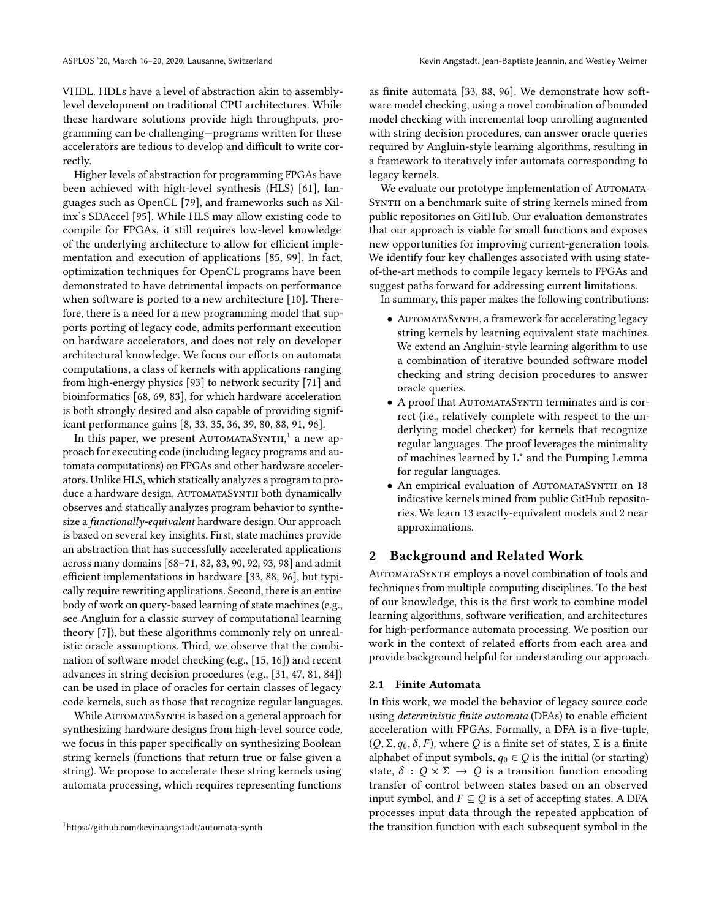VHDL. HDLs have a level of abstraction akin to assembly-level development on traditional CPU architectures. While these hardware solutions provide high throughputs, programming can be challenging—programs written for these accelerators are tedious to develop and difficult to write correctly.

Higher levels of abstraction for programming FPGAs have been achieved with high-level synthesis (HLS) [61], languages such as OpenCL [79], and frameworks such as Xilinx's SDAccel [95]. While HLS may allow existing code to compile for FPGAs, it still requires low-level knowledge of the underlying architecture to allow for efficient implementation and execution of applications [85, 99]. In fact, optimization techniques for OpenCL programs have been demonstrated to have detrimental impacts on performance when software is ported to a new architecture [10]. Therefore, there is a need for a new programming model that supports porting of legacy code, admits performant execution on hardware accelerators, and does not rely on developer architectural knowledge. We focus our efforts on automata computations, a class of kernels with applications ranging from high-energy physics [93] to network security [71] and bioinformatics [68, 69, 83], for which hardware acceleration is both strongly desired and also capable of providing significant performance gains [8, 33, 35, 36, 39, 80, 88, 91, 96].

In this paper, we present AutomataSynth,[1] a new approach for executing code (including legacy programs and automata computations) on FPGAs and other hardware accelerators. Unlike HLS, which statically analyzes a program to produce a hardware design, AutomataSynth both dynamically observes and statically analyzes program behavior to synthesize a *functionally-equivalent* hardware design. Our approach is based on several key insights. First, state machines provide an abstraction that has successfully accelerated applications across many domains [68–71, 82, 83, 90, 92, 93, 98] and admit efficient implementations in hardware [33, 88, 96], but typically require rewriting applications. Second, there is an entire body of work on query-based learning of state machines (e.g., see Angluin for a classic survey of computational learning theory [7]), but these algorithms commonly rely on unrealistic oracle assumptions. Third, we observe that the combination of software model checking (e.g., [15, 16]) and recent advances in string decision procedures (e.g., [31, 47, 81, 84]) can be used in place of oracles for certain classes of legacy code kernels, such as those that recognize regular languages.

While AutomataSynth is based on a general approach for synthesizing hardware designs from high-level source code, we focus in this paper specifically on synthesizing Boolean string kernels (functions that return true or false given a string). We propose to accelerate these string kernels using automata processing, which requires representing functions as finite automata [33, 88, 96]. We demonstrate how software model checking, using a novel combination of bounded model checking with incremental loop unrolling augmented with string decision procedures, can answer oracle queries required by Angluin-style learning algorithms, resulting in a framework to iteratively infer automata corresponding to legacy kernels.

We evaluate our prototype implementation of AutomataSynth on a benchmark suite of string kernels mined from public repositories on GitHub. Our evaluation demonstrates that our approach is viable for small functions and exposes new opportunities for improving current-generation tools. We identify four key challenges associated with using state-of-the-art methods to compile legacy kernels to FPGAs and suggest paths forward for addressing current limitations.

In summary, this paper makes the following contributions:

- AutomataSynth, a framework for accelerating legacy string kernels by learning equivalent state machines. We extend an Angluin-style learning algorithm to use a combination of iterative bounded software model checking and string decision procedures to answer oracle queries.
- A proof that AutomataSynth terminates and is correct (i.e., relatively complete with respect to the underlying model checker) for kernels that recognize regular languages. The proof leverages the minimality of machines learned by $L^*$ and the Pumping Lemma for regular languages.
- An empirical evaluation of AutomataSynth on 18 indicative kernels mined from public GitHub repositories. We learn 13 exactly-equivalent models and 2 near approximations.

## 2 Background and Related Work

AutomataSynth employs a novel combination of tools and techniques from multiple computing disciplines. To the best of our knowledge, this is the first work to combine model learning algorithms, software verification, and architectures for high-performance automata processing. We position our work in the context of related efforts from each area and provide background helpful for understanding our approach.

### 2.1 Finite Automata

In this work, we model the behavior of legacy source code using *deterministic finite automata* (DFAs) to enable efficient acceleration with FPGAs. Formally, a DFA is a five-tuple, $(Q, \Sigma, q_0, \delta, F)$, where $Q$ is a finite set of states, $\Sigma$ is a finite alphabet of input symbols, $q_0 \in Q$ is the initial (or starting) state, $\delta : Q \times \Sigma \rightarrow Q$ is a transition function encoding transfer of control between states based on an observed input symbol, and $F \subseteq Q$ is a set of accepting states. A DFA processes input data through the repeated application of the transition function with each subsequent symbol in the

[1] https://github.com/kevinaangstadt/automata-synth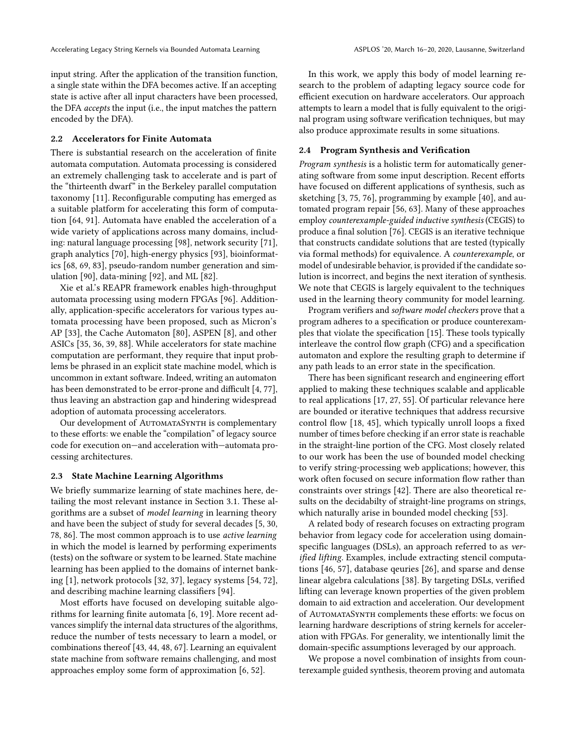input string. After the application of the transition function, a single state within the DFA becomes active. If an accepting state is active after all input characters have been processed, the DFA *accepts* the input (i.e., the input matches the pattern encoded by the DFA).

### 2.2 Accelerators for Finite Automata

There is substantial research on the acceleration of finite automata computation. Automata processing is considered an extremely challenging task to accelerate and is part of the "thirteenth dwarf" in the Berkeley parallel computation taxonomy [11]. Reconfigurable computing has emerged as a suitable platform for accelerating this form of computation [64, 91]. Automata have enabled the acceleration of a wide variety of applications across many domains, including: natural language processing [98], network security [71], graph analytics [70], high-energy physics [93], bioinformatics [68, 69, 83], pseudo-random number generation and simulation [90], data-mining [92], and ML [82].

Xie et al.'s REAPR framework enables high-throughput automata processing using modern FPGAs [96]. Additionally, application-specific accelerators for various types automata processing have been proposed, such as Micron's AP [33], the Cache Automaton [80], ASPEN [8], and other ASICs [35, 36, 39, 88]. While accelerators for state machine computation are performant, they require that input problems be phrased in an explicit state machine model, which is uncommon in extant software. Indeed, writing an automaton has been demonstrated to be error-prone and difficult [4, 77], thus leaving an abstraction gap and hindering widespread adoption of automata processing accelerators.

Our development of AutomataSynth is complementary to these efforts: we enable the "compilation" of legacy source code for execution on—and acceleration with—automata processing architectures.

### 2.3 State Machine Learning Algorithms

We briefly summarize learning of state machines here, detailing the most relevant instance in Section 3.1. These algorithms are a subset of *model learning* in learning theory and have been the subject of study for several decades [5, 30, 78, 86]. The most common approach is to use *active learning* in which the model is learned by performing experiments (tests) on the software or system to be learned. State machine learning has been applied to the domains of internet banking [1], network protocols [32, 37], legacy systems [54, 72], and describing machine learning classifiers [94].

Most efforts have focused on developing suitable algorithms for learning finite automata [6, 19]. More recent advances simplify the internal data structures of the algorithms, reduce the number of tests necessary to learn a model, or combinations thereof [43, 44, 48, 67]. Learning an equivalent state machine from software remains challenging, and most approaches employ some form of approximation [6, 52].

In this work, we apply this body of model learning research to the problem of adapting legacy source code for efficient execution on hardware accelerators. Our approach attempts to learn a model that is fully equivalent to the original program using software verification techniques, but may also produce approximate results in some situations.

### 2.4 Program Synthesis and Verification

*Program synthesis* is a holistic term for automatically generating software from some input description. Recent efforts have focused on different applications of synthesis, such as sketching [3, 75, 76], programming by example [40], and automated program repair [56, 63]. Many of these approaches employ *counterexample-guided inductive synthesis* (CEGIS) to produce a final solution [76]. CEGIS is an iterative technique that constructs candidate solutions that are tested (typically via formal methods) for equivalence. A *counterexample*, or model of undesirable behavior, is provided if the candidate solution is incorrect, and begins the next iteration of synthesis. We note that CEGIS is largely equivalent to the techniques used in the learning theory community for model learning.

Program verifiers and *software model checkers* prove that a program adheres to a specification or produce counterexamples that violate the specification [15]. These tools typically interleave the control flow graph (CFG) and a specification automaton and explore the resulting graph to determine if any path leads to an error state in the specification.

There has been significant research and engineering effort applied to making these techniques scalable and applicable to real applications [17, 27, 55]. Of particular relevance here are bounded or iterative techniques that address recursive control flow [18, 45], which typically unroll loops a fixed number of times before checking if an error state is reachable in the straight-line portion of the CFG. Most closely related to our work has been the use of bounded model checking to verify string-processing web applications; however, this work often focused on secure information flow rather than constraints over strings [42]. There are also theoretical results on the decidabilty of straight-line programs on strings, which naturally arise in bounded model checking [53].

A related body of research focuses on extracting program behavior from legacy code for acceleration using domain-specific languages (DSLs), an approach referred to as *verified lifting*. Examples, include extracting stencil computations [46, 57], database qeuries [26], and sparse and dense linear algebra calculations [38]. By targeting DSLs, verified lifting can leverage known properties of the given problem domain to aid extraction and acceleration. Our development of AutomataSynth complements these efforts: we focus on learning hardware descriptions of string kernels for acceleration with FPGAs. For generality, we intentionally limit the domain-specific assumptions leveraged by our approach.

We propose a novel combination of insights from counterexample guided synthesis, theorem proving and automata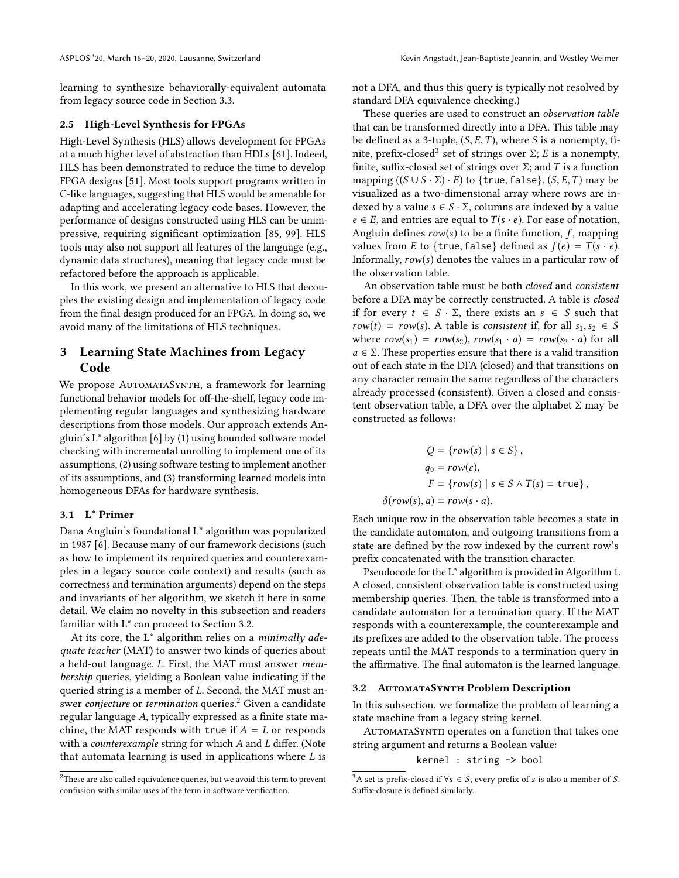learning to synthesize behaviorally-equivalent automata from legacy source code in Section 3.3.

### 2.5 High-Level Synthesis for FPGAs

High-Level Synthesis (HLS) allows development for FPGAs at a much higher level of abstraction than HDLs [61]. Indeed, HLS has been demonstrated to reduce the time to develop FPGA designs [51]. Most tools support programs written in C-like languages, suggesting that HLS would be amenable for adapting and accelerating legacy code bases. However, the performance of designs constructed using HLS can be unimpressive, requiring significant optimization [85, 99]. HLS tools may also not support all features of the language (e.g., dynamic data structures), meaning that legacy code must be refactored before the approach is applicable.

In this work, we present an alternative to HLS that decouples the existing design and implementation of legacy code from the final design produced for an FPGA. In doing so, we avoid many of the limitations of HLS techniques.

## 3 Learning State Machines from Legacy Code

We propose AutomataSynth, a framework for learning functional behavior models for off-the-shelf, legacy code implementing regular languages and synthesizing hardware descriptions from those models. Our approach extends Angluin's L* algorithm [6] by (1) using bounded software model checking with incremental unrolling to implement one of its assumptions, (2) using software testing to implement another of its assumptions, and (3) transforming learned models into homogeneous DFAs for hardware synthesis.

### 3.1 L* Primer

Dana Angluin's foundational L* algorithm was popularized in 1987 [6]. Because many of our framework decisions (such as how to implement its required queries and counterexamples in a legacy source code context) and results (such as correctness and termination arguments) depend on the steps and invariants of her algorithm, we sketch it here in some detail. We claim no novelty in this subsection and readers familiar with L* can proceed to Section 3.2.

At its core, the L* algorithm relies on a *minimally adequate teacher* (MAT) to answer two kinds of queries about a held-out language, $L$. First, the MAT must answer *membership* queries, yielding a Boolean value indicating if the queried string is a member of $L$. Second, the MAT must answer *conjecture* or *termination* queries.[2] Given a candidate regular language $A$, typically expressed as a finite state machine, the MAT responds with `true` if $A = L$ or responds with a *counterexample* string for which $A$ and $L$ differ. (Note that automata learning is used in applications where $L$ is not a DFA, and thus this query is typically not resolved by standard DFA equivalence checking.)

These queries are used to construct an *observation table* that can be transformed directly into a DFA. This table may be defined as a 3-tuple, $(S, E, T)$, where $S$ is a nonempty, finite, prefix-closed[3] set of strings over $\Sigma$; $E$ is a nonempty, finite, suffix-closed set of strings over $\Sigma$; and $T$ is a function mapping $((S \cup S \cdot \Sigma) \cdot E)$ to $\{\texttt{true}, \texttt{false}\}$. $(S, E, T)$ may be visualized as a two-dimensional array where rows are indexed by a value $s \in S \cdot \Sigma$, columns are indexed by a value $e \in E$, and entries are equal to $T(s \cdot e)$. For ease of notation, Angluin defines $row(s)$ to be a finite function, $f$, mapping values from $E$ to $\{\texttt{true}, \texttt{false}\}$ defined as $f(e) = T(s \cdot e)$. Informally, $row(s)$ denotes the values in a particular row of the observation table.

An observation table must be both *closed* and *consistent* before a DFA may be correctly constructed. A table is *closed* if for every $t \in S \cdot \Sigma$, there exists an $s \in S$ such that $row(t) = row(s)$. A table is *consistent* if, for all $s_1, s_2 \in S$ where $row(s_1) = row(s_2)$, $row(s_1 \cdot a) = row(s_2 \cdot a)$ for all $a \in \Sigma$. These properties ensure that there is a valid transition out of each state in the DFA (closed) and that transitions on any character remain the same regardless of the characters already processed (consistent). Given a closed and consistent observation table, a DFA over the alphabet $\Sigma$ may be constructed as follows:

$$
\begin{aligned}
Q &= \{row(s) \mid s \in S\}, \\
q_0 &= row(\varepsilon), \\
F &= \{row(s) \mid s \in S \wedge T(s) = \texttt{true}\}, \\
\delta(row(s), a) &= row(s \cdot a).
\end{aligned}
$$

Each unique row in the observation table becomes a state in the candidate automaton, and outgoing transitions from a state are defined by the row indexed by the current row's prefix concatenated with the transition character.

Pseudocode for the L* algorithm is provided in Algorithm 1. A closed, consistent observation table is constructed using membership queries. Then, the table is transformed into a candidate automaton for a termination query. If the MAT responds with a counterexample, the counterexample and its prefixes are added to the observation table. The process repeats until the MAT responds to a termination query in the affirmative. The final automaton is the learned language.

### 3.2 AutomataSynth Problem Description

In this subsection, we formalize the problem of learning a state machine from a legacy string kernel.

AutomataSynth operates on a function that takes one string argument and returns a Boolean value:

```
kernel : string -> bool
```

[2] These are also called equivalence queries, but we avoid this term to prevent confusion with similar uses of the term in software verification.

[3] A set is prefix-closed if $\forall s \in S$, every prefix of $s$ is also a member of $S$. Suffix-closure is defined similarly.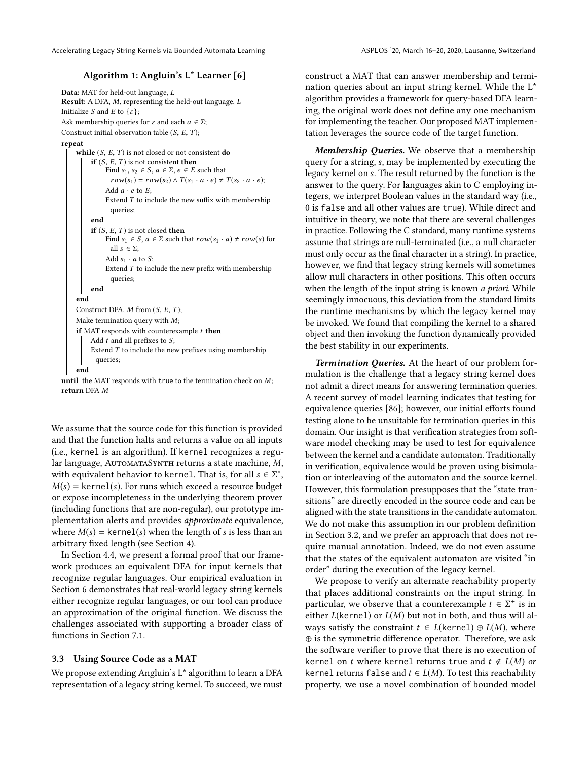**Algorithm 1: Angluin's L* Learner [6]**

```
Data: MAT for held-out language, L
Result: A DFA, M, representing the held-out language, L
Initialize S and E to {ε};
Ask membership queries for ε and each a ∈ Σ;
Construct initial observation table (S, E, T);
repeat
    while (S, E, T) is not closed or not consistent do
        if (S, E, T) is not consistent then
            Find s1, s2 ∈ S, a ∈ Σ, e ∈ E such that
              row(s1) = row(s2) ∧ T(s1 · a · e) ≠ T(s2 · a · e);
            Add a · e to E;
            Extend T to include the new suffix with membership
              queries;
        end
        if (S, E, T) is not closed then
            Find s1 ∈ S, a ∈ Σ such that row(s1 · a) ≠ row(s) for
              all s ∈ Σ;
            Add s1 · a to S;
            Extend T to include the new prefix with membership
              queries;
        end
    end
    Construct DFA, M from (S, E, T);
    Make termination query with M;
    if MAT responds with counterexample t then
        Add t and all prefixes to S;
        Extend T to include the new prefixes using membership
          queries;
    end
until the MAT responds with true to the termination check on M;
return DFA M
```

We assume that the source code for this function is provided and that the function halts and returns a value on all inputs (i.e., kernel is an algorithm). If kernel recognizes a regular language, AutomataSynth returns a state machine, $M$, with equivalent behavior to kernel. That is, for all $s \in \Sigma^*$, $M(s) = \texttt{kernel}(s)$. For runs which exceed a resource budget or expose incompleteness in the underlying theorem prover (including functions that are non-regular), our prototype implementation alerts and provides *approximate* equivalence, where $M(s) = \texttt{kernel}(s)$ when the length of $s$ is less than an arbitrary fixed length (see Section 4).

In Section 4.4, we present a formal proof that our framework produces an equivalent DFA for input kernels that recognize regular languages. Our empirical evaluation in Section 6 demonstrates that real-world legacy string kernels either recognize regular languages, or our tool can produce an approximation of the original function. We discuss the challenges associated with supporting a broader class of functions in Section 7.1.

### 3.3 Using Source Code as a MAT

We propose extending Angluin's L* algorithm to learn a DFA representation of a legacy string kernel. To succeed, we must construct a MAT that can answer membership and termination queries about an input string kernel. While the L* algorithm provides a framework for query-based DFA learning, the original work does not define any one mechanism for implementing the teacher. Our proposed MAT implementation leverages the source code of the target function.

***Membership Queries.*** We observe that a membership query for a string, $s$, may be implemented by executing the legacy kernel on $s$. The result returned by the function is the answer to the query. For languages akin to C employing integers, we interpret Boolean values in the standard way (i.e., 0 is false and all other values are true). While direct and intuitive in theory, we note that there are several challenges in practice. Following the C standard, many runtime systems assume that strings are null-terminated (i.e., a null character must only occur as the final character in a string). In practice, however, we find that legacy string kernels will sometimes allow null characters in other positions. This often occurs when the length of the input string is known *a priori*. While seemingly innocuous, this deviation from the standard limits the runtime mechanisms by which the legacy kernel may be invoked. We found that compiling the kernel to a shared object and then invoking the function dynamically provided the best stability in our experiments.

***Termination Queries.*** At the heart of our problem formulation is the challenge that a legacy string kernel does not admit a direct means for answering termination queries. A recent survey of model learning indicates that testing for equivalence queries [86]; however, our initial efforts found testing alone to be unsuitable for termination queries in this domain. Our insight is that verification strategies from software model checking may be used to test for equivalence between the kernel and a candidate automaton. Traditionally in verification, equivalence would be proven using bisimulation or interleaving of the automaton and the source kernel. However, this formulation presupposes that the "state transitions" are directly encoded in the source code and can be aligned with the state transitions in the candidate automaton. We do not make this assumption in our problem definition in Section 3.2, and we prefer an approach that does not require manual annotation. Indeed, we do not even assume that the states of the equivalent automaton are visited "in order" during the execution of the legacy kernel.

We propose to verify an alternate reachability property that places additional constraints on the input string. In particular, we observe that a counterexample $t \in \Sigma^+$ is in either $L(\texttt{kernel})$ or $L(M)$ but not in both, and thus will always satisfy the constraint $t \in L(\texttt{kernel}) \oplus L(M)$, where $\oplus$ is the symmetric difference operator. Therefore, we ask the software verifier to prove that there is no execution of kernel on $t$ where kernel returns true and $t \notin L(M)$ *or* kernel returns false and $t \in L(M)$. To test this reachability property, we use a novel combination of bounded model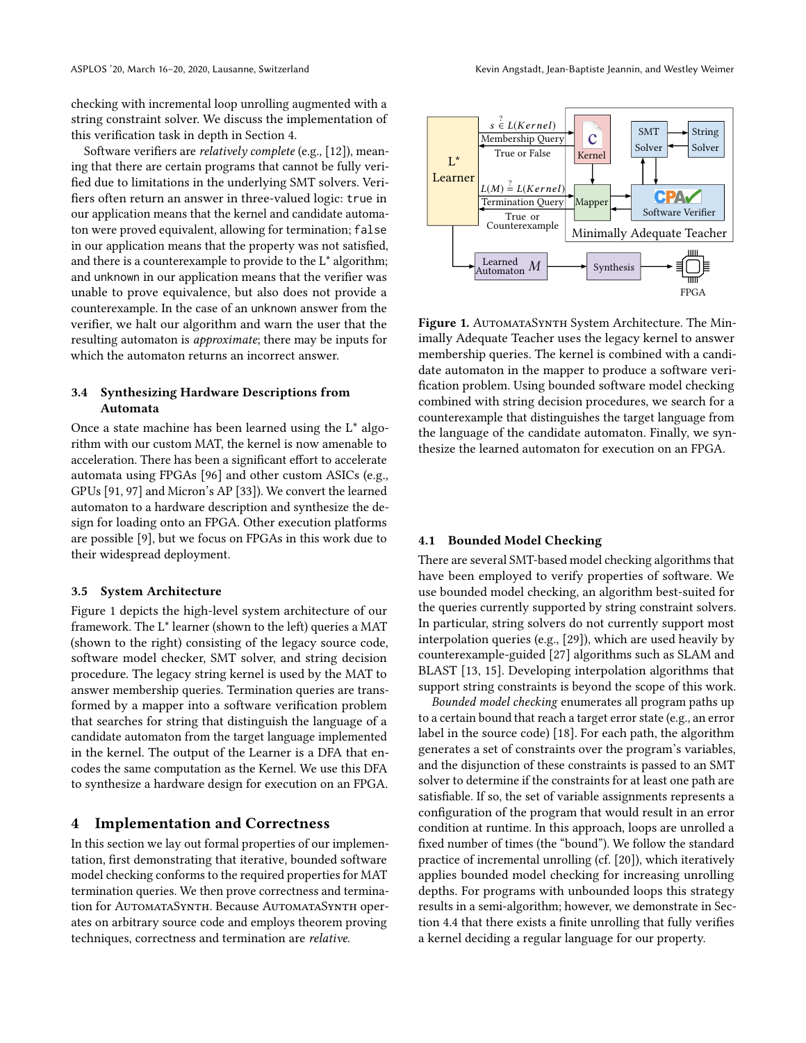checking with incremental loop unrolling augmented with a string constraint solver. We discuss the implementation of this verification task in depth in Section 4.

Software verifiers are *relatively complete* (e.g., [12]), meaning that there are certain programs that cannot be fully verified due to limitations in the underlying SMT solvers. Verifiers often return an answer in three-valued logic: `true` in our application means that the kernel and candidate automaton were proved equivalent, allowing for termination; `false` in our application means that the property was not satisfied, and there is a counterexample to provide to the L* algorithm; and `unknown` in our application means that the verifier was unable to prove equivalence, but also does not provide a counterexample. In the case of an `unknown` answer from the verifier, we halt our algorithm and warn the user that the resulting automaton is *approximate*; there may be inputs for which the automaton returns an incorrect answer.

### 3.4 Synthesizing Hardware Descriptions from Automata

Once a state machine has been learned using the L* algorithm with our custom MAT, the kernel is now amenable to acceleration. There has been a significant effort to accelerate automata using FPGAs [96] and other custom ASICs (e.g., GPUs [91, 97] and Micron's AP [33]). We convert the learned automaton to a hardware description and synthesize the design for loading onto an FPGA. Other execution platforms are possible [9], but we focus on FPGAs in this work due to their widespread deployment.

### 3.5 System Architecture

Figure 1 depicts the high-level system architecture of our framework. The L* learner (shown to the left) queries a MAT (shown to the right) consisting of the legacy source code, software model checker, SMT solver, and string decision procedure. The legacy string kernel is used by the MAT to answer membership queries. Termination queries are transformed by a mapper into a software verification problem that searches for string that distinguish the language of a candidate automaton from the target language implemented in the kernel. The output of the Learner is a DFA that encodes the same computation as the Kernel. We use this DFA to synthesize a hardware design for execution on an FPGA.

**Figure 1.** AutomataSynth System Architecture. The Minimally Adequate Teacher uses the legacy kernel to answer membership queries. The kernel is combined with a candidate automaton in the mapper to produce a software verification problem. Using bounded software model checking combined with string decision procedures, we search for a counterexample that distinguishes the target language from the language of the candidate automaton. Finally, we synthesize the learned automaton for execution on an FPGA.

## 4 Implementation and Correctness

In this section we lay out formal properties of our implementation, first demonstrating that iterative, bounded software model checking conforms to the required properties for MAT termination queries. We then prove correctness and termination for AutomataSynth. Because AutomataSynth operates on arbitrary source code and employs theorem proving techniques, correctness and termination are *relative*.

### 4.1 Bounded Model Checking

There are several SMT-based model checking algorithms that have been employed to verify properties of software. We use bounded model checking, an algorithm best-suited for the queries currently supported by string constraint solvers. In particular, string solvers do not currently support most interpolation queries (e.g., [29]), which are used heavily by counterexample-guided [27] algorithms such as SLAM and BLAST [13, 15]. Developing interpolation algorithms that support string constraints is beyond the scope of this work.

*Bounded model checking* enumerates all program paths up to a certain bound that reach a target error state (e.g., an error label in the source code) [18]. For each path, the algorithm generates a set of constraints over the program's variables, and the disjunction of these constraints is passed to an SMT solver to determine if the constraints for at least one path are satisfiable. If so, the set of variable assignments represents a configuration of the program that would result in an error condition at runtime. In this approach, loops are unrolled a fixed number of times (the "bound"). We follow the standard practice of incremental unrolling (cf. [20]), which iteratively applies bounded model checking for increasing unrolling depths. For programs with unbounded loops this strategy results in a semi-algorithm; however, we demonstrate in Section 4.4 that there exists a finite unrolling that fully verifies a kernel deciding a regular language for our property.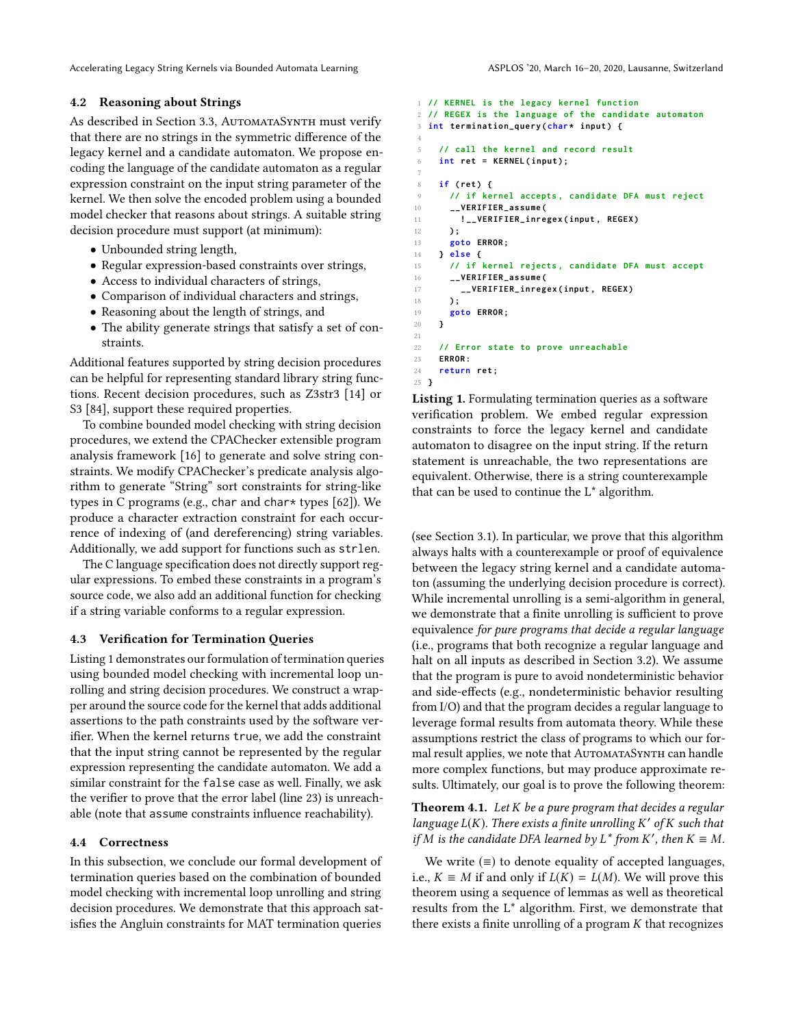### 4.2 Reasoning about Strings

As described in Section 3.3, AutomataSynth must verify that there are no strings in the symmetric difference of the legacy kernel and a candidate automaton. We propose encoding the language of the candidate automaton as a regular expression constraint on the input string parameter of the kernel. We then solve the encoded problem using a bounded model checker that reasons about strings. A suitable string decision procedure must support (at minimum):

- Unbounded string length,
- Regular expression-based constraints over strings,
- Access to individual characters of strings,
- Comparison of individual characters and strings,
- Reasoning about the length of strings, and
- The ability generate strings that satisfy a set of constraints.

Additional features supported by string decision procedures can be helpful for representing standard library string functions. Recent decision procedures, such as Z3str3 [14] or S3 [84], support these required properties.

To combine bounded model checking with string decision procedures, we extend the CPAChecker extensible program analysis framework [16] to generate and solve string constraints. We modify CPAChecker's predicate analysis algorithm to generate "String" sort constraints for string-like types in C programs (e.g., `char` and `char*` types [62]). We produce a character extraction constraint for each occurrence of indexing of (and dereferencing) string variables. Additionally, we add support for functions such as `strlen`.

The C language specification does not directly support regular expressions. To embed these constraints in a program's source code, we also add an additional function for checking if a string variable conforms to a regular expression.

### 4.3 Verification for Termination Queries

Listing 1 demonstrates our formulation of termination queries using bounded model checking with incremental loop unrolling and string decision procedures. We construct a wrapper around the source code for the kernel that adds additional assertions to the path constraints used by the software verifier. When the kernel returns `true`, we add the constraint that the input string cannot be represented by the regular expression representing the candidate automaton. We add a similar constraint for the `false` case as well. Finally, we ask the verifier to prove that the error label (line 23) is unreachable (note that `assume` constraints influence reachability).

```
1  // KERNEL is the legacy kernel function
2  // REGEX is the language of the candidate automaton
3  int termination_query(char* input) {
4
5    // call the kernel and record result
6    int ret = KERNEL(input);
7
8    if (ret) {
9      // if kernel accepts, candidate DFA must reject
10     __VERIFIER_assume(
11       !__VERIFIER_inregex(input, REGEX)
12     );
13     goto ERROR;
14   } else {
15     // if kernel rejects, candidate DFA must accept
16     __VERIFIER_assume(
17       __VERIFIER_inregex(input, REGEX)
18     );
19     goto ERROR;
20   }
21
22   // Error state to prove unreachable
23   ERROR:
24   return ret;
25 }
```

**Listing 1.** Formulating termination queries as a software verification problem. We embed regular expression constraints to force the legacy kernel and candidate automaton to disagree on the input string. If the return statement is unreachable, the two representations are equivalent. Otherwise, there is a string counterexample that can be used to continue the L* algorithm.

### 4.4 Correctness

In this subsection, we conclude our formal development of termination queries based on the combination of bounded model checking with incremental loop unrolling and string decision procedures. We demonstrate that this approach satisfies the Angluin constraints for MAT termination queries (see Section 3.1). In particular, we prove that this algorithm always halts with a counterexample or proof of equivalence between the legacy string kernel and a candidate automaton (assuming the underlying decision procedure is correct). While incremental unrolling is a semi-algorithm in general, we demonstrate that a finite unrolling is sufficient to prove equivalence *for pure programs that decide a regular language* (i.e., programs that both recognize a regular language and halt on all inputs as described in Section 3.2). We assume that the program is pure to avoid nondeterministic behavior and side-effects (e.g., nondeterministic behavior resulting from I/O) and that the program decides a regular language to leverage formal results from automata theory. While these assumptions restrict the class of programs to which our formal result applies, we note that AutomataSynth can handle more complex functions, but may produce approximate results. Ultimately, our goal is to prove the following theorem:

**Theorem 4.1.** *Let $K$ be a pure program that decides a regular language $L(K)$. There exists a finite unrolling $K'$ of $K$ such that if $M$ is the candidate DFA learned by $L^*$ from $K'$, then $K \equiv M$.*

We write ($\equiv$) to denote equality of accepted languages, i.e., $K \equiv M$ if and only if $L(K) = L(M)$. We will prove this theorem using a sequence of lemmas as well as theoretical results from the L* algorithm. First, we demonstrate that there exists a finite unrolling of a program $K$ that recognizes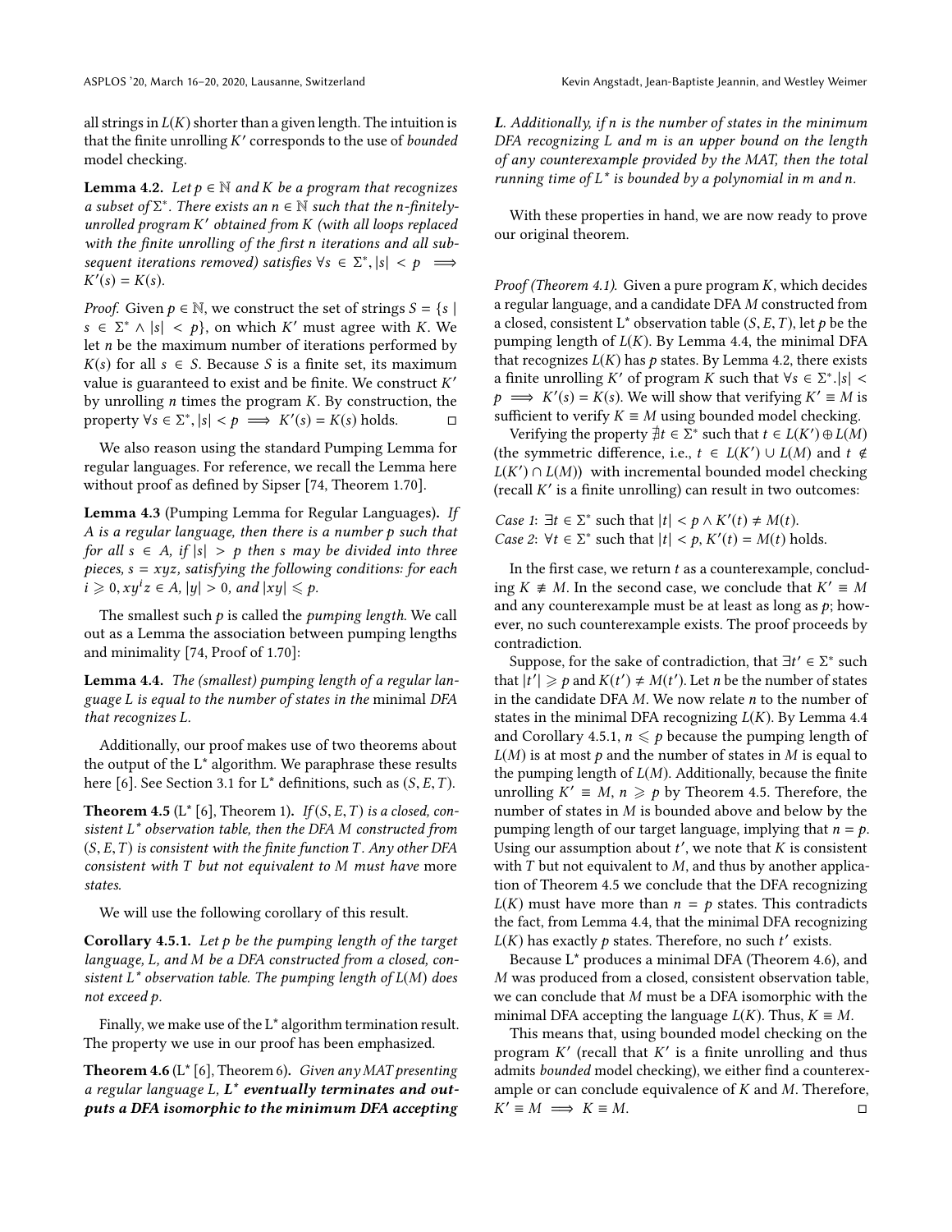all strings in $L(K)$ shorter than a given length. The intuition is that the finite unrolling $K'$ corresponds to the use of *bounded* model checking.

**Lemma 4.2.** *Let $p \in \mathbb{N}$ and $K$ be a program that recognizes a subset of $\Sigma^*$. There exists an $n \in \mathbb{N}$ such that the $n$-finitely-unrolled program $K'$ obtained from $K$ (with all loops replaced with the finite unrolling of the first $n$ iterations and all subsequent iterations removed) satisfies $\forall s \in \Sigma^*, |s| < p \implies K'(s) = K(s)$.*

*Proof.* Given $p \in \mathbb{N}$, we construct the set of strings $S = \{s \mid s \in \Sigma^* \wedge |s| < p\}$, on which $K'$ must agree with $K$. We let $n$ be the maximum number of iterations performed by $K(s)$ for all $s \in S$. Because $S$ is a finite set, its maximum value is guaranteed to exist and be finite. We construct $K'$ by unrolling $n$ times the program $K$. By construction, the property $\forall s \in \Sigma^*, |s| < p \implies K'(s) = K(s)$ holds. □

We also reason using the standard Pumping Lemma for regular languages. For reference, we recall the Lemma here without proof as defined by Sipser [74, Theorem 1.70].

**Lemma 4.3** (Pumping Lemma for Regular Languages)**.** *If $A$ is a regular language, then there is a number $p$ such that for all $s \in A$, if $|s| > p$ then $s$ may be divided into three pieces, $s = xyz$, satisfying the following conditions: for each $i \geqslant 0, xy^iz \in A$, $|y| > 0$, and $|xy| \leqslant p$.*

The smallest such $p$ is called the *pumping length*. We call out as a Lemma the association between pumping lengths and minimality [74, Proof of 1.70]:

**Lemma 4.4.** *The (smallest) pumping length of a regular language $L$ is equal to the number of states in the* minimal *DFA that recognizes $L$.*

Additionally, our proof makes use of two theorems about the output of the L* algorithm. We paraphrase these results here [6]. See Section 3.1 for L* definitions, such as $(S, E, T)$.

**Theorem 4.5** (L* [6], Theorem 1)**.** *If $(S, E, T)$ is a closed, consistent $L^*$ observation table, then the DFA $M$ constructed from $(S, E, T)$ is consistent with the finite function $T$. Any other DFA consistent with $T$ but not equivalent to $M$ must have* more *states.*

We will use the following corollary of this result.

**Corollary 4.5.1.** *Let $p$ be the pumping length of the target language, $L$, and $M$ be a DFA constructed from a closed, consistent $L^*$ observation table. The pumping length of $L(M)$ does not exceed $p$.*

Finally, we make use of the L* algorithm termination result. The property we use in our proof has been emphasized.

**Theorem 4.6** (L* [6], Theorem 6)**.** *Given any MAT presenting a regular language $L$,* ***$L^*$ eventually terminates and outputs a DFA isomorphic to the minimum DFA accepting $L$****. Additionally, if $n$ is the number of states in the minimum DFA recognizing $L$ and $m$ is an upper bound on the length of any counterexample provided by the MAT, then the total running time of $L^*$ is bounded by a polynomial in $m$ and $n$.*

With these properties in hand, we are now ready to prove our original theorem.

*Proof (Theorem 4.1).* Given a pure program $K$, which decides a regular language, and a candidate DFA $M$ constructed from a closed, consistent L* observation table $(S, E, T)$, let $p$ be the pumping length of $L(K)$. By Lemma 4.4, the minimal DFA that recognizes $L(K)$ has $p$ states. By Lemma 4.2, there exists a finite unrolling $K'$ of program $K$ such that $\forall s \in \Sigma^*.|s| < p \implies K'(s) = K(s)$. We will show that verifying $K' \equiv M$ is sufficient to verify $K \equiv M$ using bounded model checking.

Verifying the property $\nexists t \in \Sigma^*$ such that $t \in L(K') \oplus L(M)$ (the symmetric difference, i.e., $t \in L(K') \cup L(M)$ and $t \notin L(K') \cap L(M)$) with incremental bounded model checking (recall $K'$ is a finite unrolling) can result in two outcomes:

*Case 1*: $\exists t \in \Sigma^*$ such that $|t| < p \wedge K'(t) \neq M(t)$.
*Case 2*: $\forall t \in \Sigma^*$ such that $|t| < p, K'(t) = M(t)$ holds.

In the first case, we return $t$ as a counterexample, concluding $K \not\equiv M$. In the second case, we conclude that $K' \equiv M$ and any counterexample must be at least as long as $p$; however, no such counterexample exists. The proof proceeds by contradiction.

Suppose, for the sake of contradiction, that $\exists t' \in \Sigma^*$ such that $|t'| \geqslant p$ and $K(t') \neq M(t')$. Let $n$ be the number of states in the candidate DFA $M$. We now relate $n$ to the number of states in the minimal DFA recognizing $L(K)$. By Lemma 4.4 and Corollary 4.5.1, $n \leqslant p$ because the pumping length of $L(M)$ is at most $p$ and the number of states in $M$ is equal to the pumping length of $L(M)$. Additionally, because the finite unrolling $K' \equiv M$, $n \geqslant p$ by Theorem 4.5. Therefore, the number of states in $M$ is bounded above and below by the pumping length of our target language, implying that $n = p$. Using our assumption about $t'$, we note that $K$ is consistent with $T$ but not equivalent to $M$, and thus by another application of Theorem 4.5 we conclude that the DFA recognizing $L(K)$ must have more than $n = p$ states. This contradicts the fact, from Lemma 4.4, that the minimal DFA recognizing $L(K)$ has exactly $p$ states. Therefore, no such $t'$ exists.

Because L* produces a minimal DFA (Theorem 4.6), and $M$ was produced from a closed, consistent observation table, we can conclude that $M$ must be a DFA isomorphic with the minimal DFA accepting the language $L(K)$. Thus, $K \equiv M$.

This means that, using bounded model checking on the program $K'$ (recall that $K'$ is a finite unrolling and thus admits *bounded* model checking), we either find a counterexample or can conclude equivalence of $K$ and $M$. Therefore, $K' \equiv M \implies K \equiv M$. □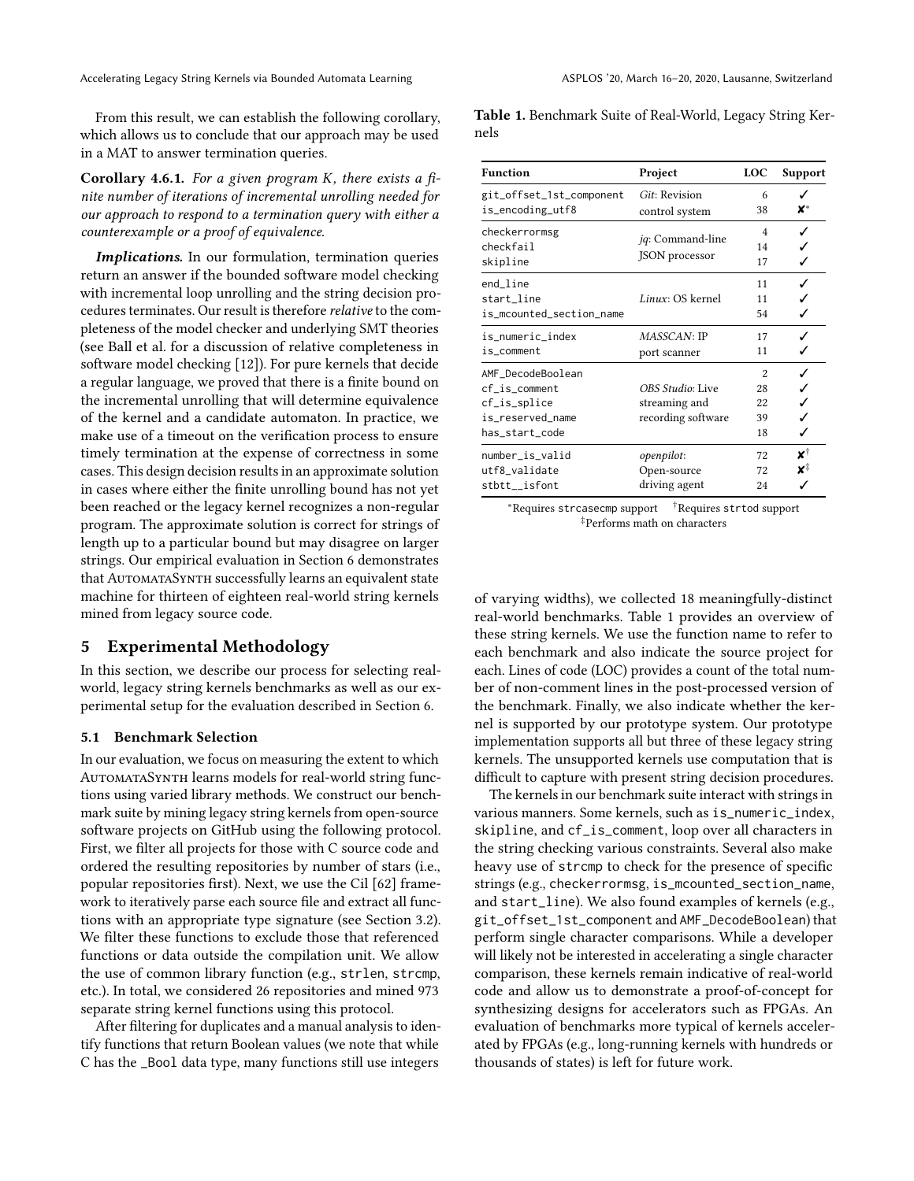From this result, we can establish the following corollary, which allows us to conclude that our approach may be used in a MAT to answer termination queries.

**Corollary 4.6.1.** *For a given program $K$, there exists a finite number of iterations of incremental unrolling needed for our approach to respond to a termination query with either a counterexample or a proof of equivalence.*

***Implications.*** In our formulation, termination queries return an answer if the bounded software model checking with incremental loop unrolling and the string decision procedures terminates. Our result is therefore *relative* to the completeness of the model checker and underlying SMT theories (see Ball et al. for a discussion of relative completeness in software model checking [12]). For pure kernels that decide a regular language, we proved that there is a finite bound on the incremental unrolling that will determine equivalence of the kernel and a candidate automaton. In practice, we make use of a timeout on the verification process to ensure timely termination at the expense of correctness in some cases. This design decision results in an approximate solution in cases where either the finite unrolling bound has not yet been reached or the legacy kernel recognizes a non-regular program. The approximate solution is correct for strings of length up to a particular bound but may disagree on larger strings. Our empirical evaluation in Section 6 demonstrates that AutomataSynth successfully learns an equivalent state machine for thirteen of eighteen real-world string kernels mined from legacy source code.

## 5 Experimental Methodology

In this section, we describe our process for selecting real-world, legacy string kernels benchmarks as well as our experimental setup for the evaluation described in Section 6.

### 5.1 Benchmark Selection

In our evaluation, we focus on measuring the extent to which AutomataSynth learns models for real-world string functions using varied library methods. We construct our benchmark suite by mining legacy string kernels from open-source software projects on GitHub using the following protocol. First, we filter all projects for those with C source code and ordered the resulting repositories by number of stars (i.e., popular repositories first). Next, we use the Cil [62] framework to iteratively parse each source file and extract all functions with an appropriate type signature (see Section 3.2). We filter these functions to exclude those that referenced functions or data outside the compilation unit. We allow the use of common library function (e.g., strlen, strcmp, etc.). In total, we considered 26 repositories and mined 973 separate string kernel functions using this protocol.

After filtering for duplicates and a manual analysis to identify functions that return Boolean values (we note that while C has the _Bool data type, many functions still use integers of varying widths), we collected 18 meaningfully-distinct real-world benchmarks. Table 1 provides an overview of these string kernels. We use the function name to refer to each benchmark and also indicate the source project for each. Lines of code (LOC) provides a count of the total number of non-comment lines in the post-processed version of the benchmark. Finally, we also indicate whether the kernel is supported by our prototype system. Our prototype implementation supports all but three of these legacy string kernels. The unsupported kernels use computation that is difficult to capture with present string decision procedures.

**Table 1.** Benchmark Suite of Real-World, Legacy String Kernels

| Function | Project | LOC | Support |
|---|---|---|---|
| git_offset_1st_component | *Git*: Revision control system | 6 | ✓ |
| is_encoding_utf8 | | 38 | ✗* |
| checkerrormsg | *jq*: Command-line JSON processor | 4 | ✓ |
| checkfail | | 14 | ✓ |
| skipline | | 17 | ✓ |
| end_line | *Linux*: OS kernel | 11 | ✓ |
| start_line | | 11 | ✓ |
| is_mcounted_section_name | | 54 | ✓ |
| is_numeric_index | *MASSCAN*: IP port scanner | 17 | ✓ |
| is_comment | | 11 | ✓ |
| AMF_DecodeBoolean | *OBS Studio*: Live streaming and recording software | 2 | ✓ |
| cf_is_comment | | 28 | ✓ |
| cf_is_splice | | 22 | ✓ |
| is_reserved_name | | 39 | ✓ |
| has_start_code | | 18 | ✓ |
| number_is_valid | *openpilot*: Open-source driving agent | 72 | ✗† |
| utf8_validate | | 72 | ✗‡ |
| stbtt__isfont | | 24 | ✓ |

*Requires strcasecmp support †Requires strtod support
‡Performs math on characters

The kernels in our benchmark suite interact with strings in various manners. Some kernels, such as is_numeric_index, skipline, and cf_is_comment, loop over all characters in the string checking various constraints. Several also make heavy use of strcmp to check for the presence of specific strings (e.g., checkerrormsg, is_mcounted_section_name, and start_line). We also found examples of kernels (e.g., git_offset_1st_component and AMF_DecodeBoolean) that perform single character comparisons. While a developer will likely not be interested in accelerating a single character comparison, these kernels remain indicative of real-world code and allow us to demonstrate a proof-of-concept for synthesizing designs for accelerators such as FPGAs. An evaluation of benchmarks more typical of kernels accelerated by FPGAs (e.g., long-running kernels with hundreds or thousands of states) is left for future work.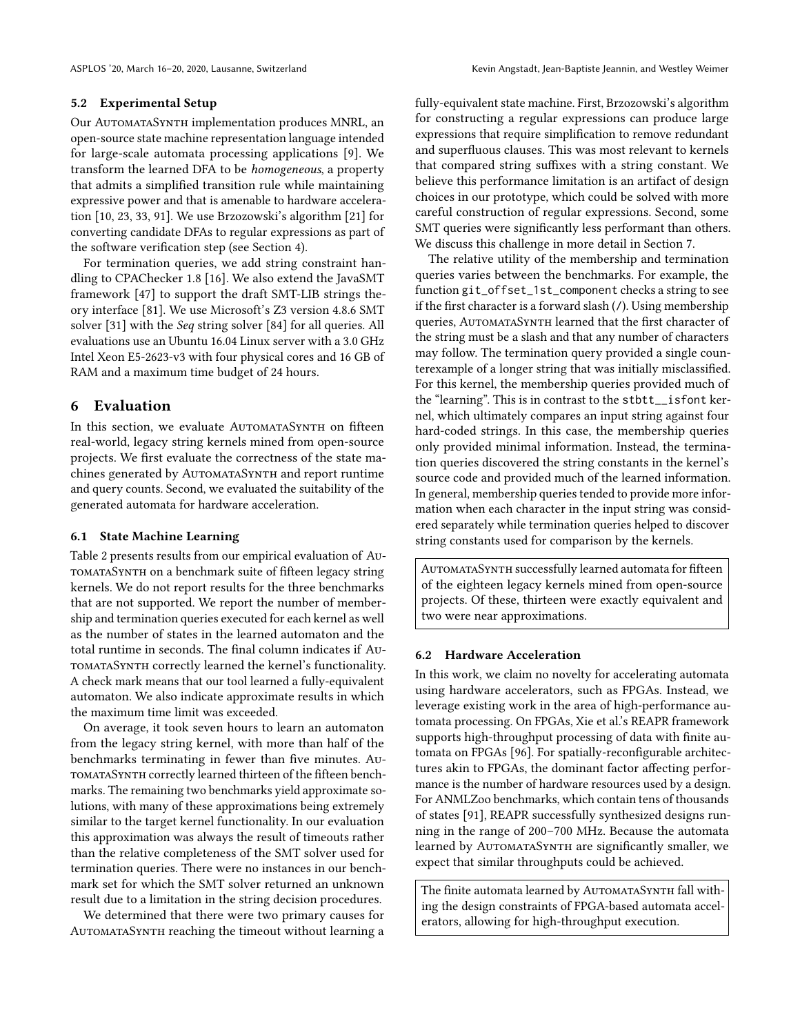### 5.2 Experimental Setup

Our AutomataSynth implementation produces MNRL, an open-source state machine representation language intended for large-scale automata processing applications [9]. We transform the learned DFA to be *homogeneous*, a property that admits a simplified transition rule while maintaining expressive power and that is amenable to hardware acceleration [10, 23, 33, 91]. We use Brzozowski's algorithm [21] for converting candidate DFAs to regular expressions as part of the software verification step (see Section 4).

For termination queries, we add string constraint handling to CPAChecker 1.8 [16]. We also extend the JavaSMT framework [47] to support the draft SMT-LIB strings theory interface [81]. We use Microsoft's Z3 version 4.8.6 SMT solver [31] with the *Seq* string solver [84] for all queries. All evaluations use an Ubuntu 16.04 Linux server with a 3.0 GHz Intel Xeon E5-2623-v3 with four physical cores and 16 GB of RAM and a maximum time budget of 24 hours.

## 6 Evaluation

In this section, we evaluate AutomataSynth on fifteen real-world, legacy string kernels mined from open-source projects. We first evaluate the correctness of the state machines generated by AutomataSynth and report runtime and query counts. Second, we evaluated the suitability of the generated automata for hardware acceleration.

### 6.1 State Machine Learning

Table 2 presents results from our empirical evaluation of AutomataSynth on a benchmark suite of fifteen legacy string kernels. We do not report results for the three benchmarks that are not supported. We report the number of membership and termination queries executed for each kernel as well as the number of states in the learned automaton and the total runtime in seconds. The final column indicates if AutomataSynth correctly learned the kernel's functionality. A check mark means that our tool learned a fully-equivalent automaton. We also indicate approximate results in which the maximum time limit was exceeded.

On average, it took seven hours to learn an automaton from the legacy string kernel, with more than half of the benchmarks terminating in fewer than five minutes. AutomataSynth correctly learned thirteen of the fifteen benchmarks. The remaining two benchmarks yield approximate solutions, with many of these approximations being extremely similar to the target kernel functionality. In our evaluation this approximation was always the result of timeouts rather than the relative completeness of the SMT solver used for termination queries. There were no instances in our benchmark set for which the SMT solver returned an unknown result due to a limitation in the string decision procedures.

We determined that there were two primary causes for AutomataSynth reaching the timeout without learning a fully-equivalent state machine. First, Brzozowski's algorithm for constructing a regular expressions can produce large expressions that require simplification to remove redundant and superfluous clauses. This was most relevant to kernels that compared string suffixes with a string constant. We believe this performance limitation is an artifact of design choices in our prototype, which could be solved with more careful construction of regular expressions. Second, some SMT queries were significantly less performant than others. We discuss this challenge in more detail in Section 7.

The relative utility of the membership and termination queries varies between the benchmarks. For example, the function `git_offset_1st_component` checks a string to see if the first character is a forward slash (`/`). Using membership queries, AutomataSynth learned that the first character of the string must be a slash and that any number of characters may follow. The termination query provided a single counterexample of a longer string that was initially misclassified. For this kernel, the membership queries provided much of the "learning". This is in contrast to the `stbtt__isfont` kernel, which ultimately compares an input string against four hard-coded strings. In this case, the membership queries only provided minimal information. Instead, the termination queries discovered the string constants in the kernel's source code and provided much of the learned information. In general, membership queries tended to provide more information when each character in the input string was considered separately while termination queries helped to discover string constants used for comparison by the kernels.

> AutomataSynth successfully learned automata for fifteen of the eighteen legacy kernels mined from open-source projects. Of these, thirteen were exactly equivalent and two were near approximations.

### 6.2 Hardware Acceleration

In this work, we claim no novelty for accelerating automata using hardware accelerators, such as FPGAs. Instead, we leverage existing work in the area of high-performance automata processing. On FPGAs, Xie et al.'s REAPR framework supports high-throughput processing of data with finite automata on FPGAs [96]. For spatially-reconfigurable architectures akin to FPGAs, the dominant factor affecting performance is the number of hardware resources used by a design. For ANMLZoo benchmarks, which contain tens of thousands of states [91], REAPR successfully synthesized designs running in the range of 200–700 MHz. Because the automata learned by AutomataSynth are significantly smaller, we expect that similar throughputs could be achieved.

> The finite automata learned by AutomataSynth fall withing the design constraints of FPGA-based automata accelerators, allowing for high-throughput execution.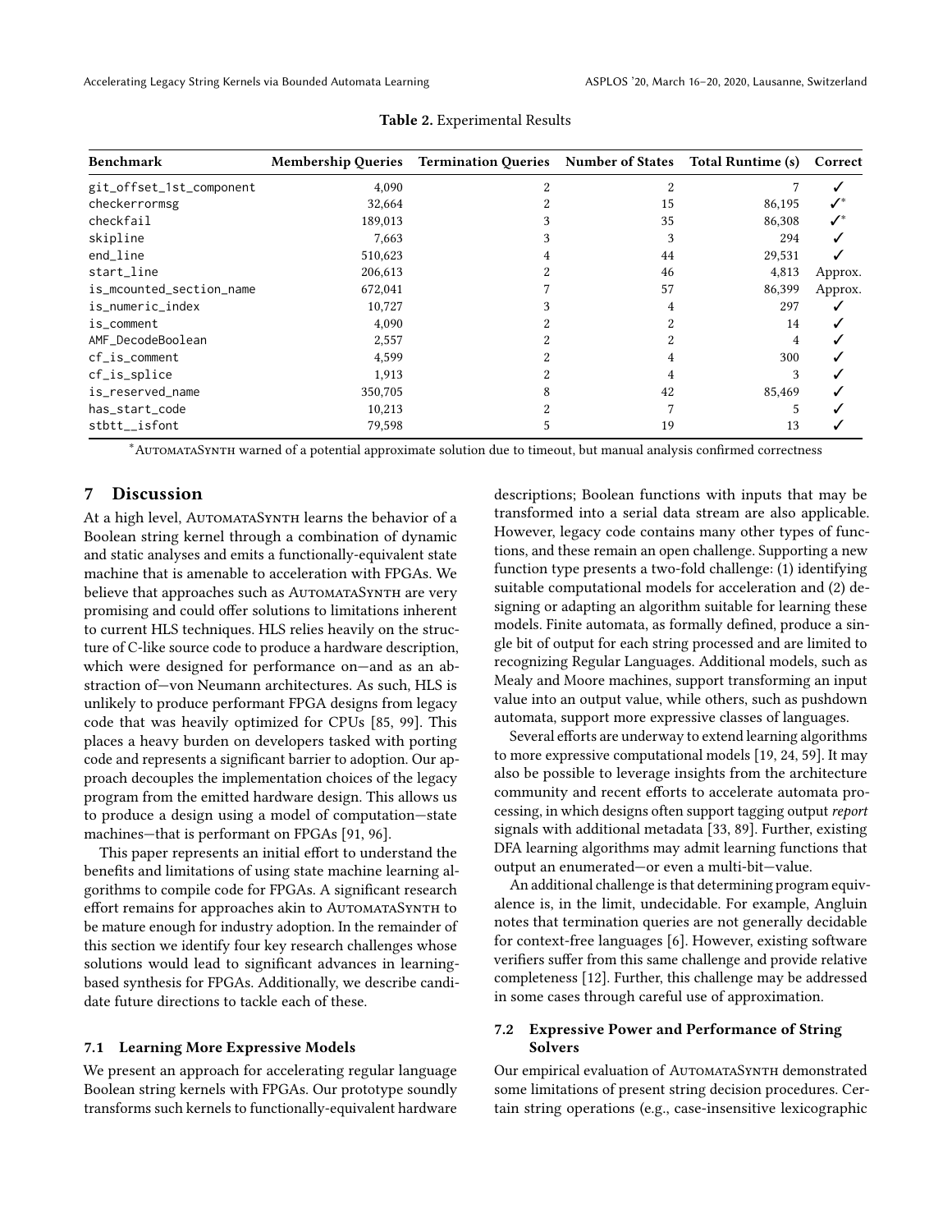**Table 2.** Experimental Results

| Benchmark | Membership Queries | Termination Queries | Number of States | Total Runtime (s) | Correct |
|---|---|---|---|---|---|
| git_offset_1st_component | 4,090 | 2 | 2 | 7 | ✓ |
| checkerrormsg | 32,664 | 2 | 15 | 86,195 | ✓* |
| checkfail | 189,013 | 3 | 35 | 86,308 | ✓* |
| skipline | 7,663 | 3 | 3 | 294 | ✓ |
| end_line | 510,623 | 4 | 44 | 29,531 | ✓ |
| start_line | 206,613 | 2 | 46 | 4,813 | Approx. |
| is_mcounted_section_name | 672,041 | 7 | 57 | 86,399 | Approx. |
| is_numeric_index | 10,727 | 3 | 4 | 297 | ✓ |
| is_comment | 4,090 | 2 | 2 | 14 | ✓ |
| AMF_DecodeBoolean | 2,557 | 2 | 2 | 4 | ✓ |
| cf_is_comment | 4,599 | 2 | 4 | 300 | ✓ |
| cf_is_splice | 1,913 | 2 | 4 | 3 | ✓ |
| is_reserved_name | 350,705 | 8 | 42 | 85,469 | ✓ |
| has_start_code | 10,213 | 2 | 7 | 5 | ✓ |
| stbtt__isfont | 79,598 | 5 | 19 | 13 | ✓ |

*AutomataSynth warned of a potential approximate solution due to timeout, but manual analysis confirmed correctness

## 7 Discussion

At a high level, AutomataSynth learns the behavior of a Boolean string kernel through a combination of dynamic and static analyses and emits a functionally-equivalent state machine that is amenable to acceleration with FPGAs. We believe that approaches such as AutomataSynth are very promising and could offer solutions to limitations inherent to current HLS techniques. HLS relies heavily on the structure of C-like source code to produce a hardware description, which were designed for performance on—and as an abstraction of—von Neumann architectures. As such, HLS is unlikely to produce performant FPGA designs from legacy code that was heavily optimized for CPUs [85, 99]. This places a heavy burden on developers tasked with porting code and represents a significant barrier to adoption. Our approach decouples the implementation choices of the legacy program from the emitted hardware design. This allows us to produce a design using a model of computation—state machines—that is performant on FPGAs [91, 96].

This paper represents an initial effort to understand the benefits and limitations of using state machine learning algorithms to compile code for FPGAs. A significant research effort remains for approaches akin to AutomataSynth to be mature enough for industry adoption. In the remainder of this section we identify four key research challenges whose solutions would lead to significant advances in learning-based synthesis for FPGAs. Additionally, we describe candidate future directions to tackle each of these.

### 7.1 Learning More Expressive Models

We present an approach for accelerating regular language Boolean string kernels with FPGAs. Our prototype soundly transforms such kernels to functionally-equivalent hardware descriptions; Boolean functions with inputs that may be transformed into a serial data stream are also applicable. However, legacy code contains many other types of functions, and these remain an open challenge. Supporting a new function type presents a two-fold challenge: (1) identifying suitable computational models for acceleration and (2) designing or adapting an algorithm suitable for learning these models. Finite automata, as formally defined, produce a single bit of output for each string processed and are limited to recognizing Regular Languages. Additional models, such as Mealy and Moore machines, support transforming an input value into an output value, while others, such as pushdown automata, support more expressive classes of languages.

Several efforts are underway to extend learning algorithms to more expressive computational models [19, 24, 59]. It may also be possible to leverage insights from the architecture community and recent efforts to accelerate automata processing, in which designs often support tagging output *report* signals with additional metadata [33, 89]. Further, existing DFA learning algorithms may admit learning functions that output an enumerated—or even a multi-bit—value.

An additional challenge is that determining program equivalence is, in the limit, undecidable. For example, Angluin notes that termination queries are not generally decidable for context-free languages [6]. However, existing software verifiers suffer from this same challenge and provide relative completeness [12]. Further, this challenge may be addressed in some cases through careful use of approximation.

### 7.2 Expressive Power and Performance of String Solvers

Our empirical evaluation of AutomataSynth demonstrated some limitations of present string decision procedures. Certain string operations (e.g., case-insensitive lexicographic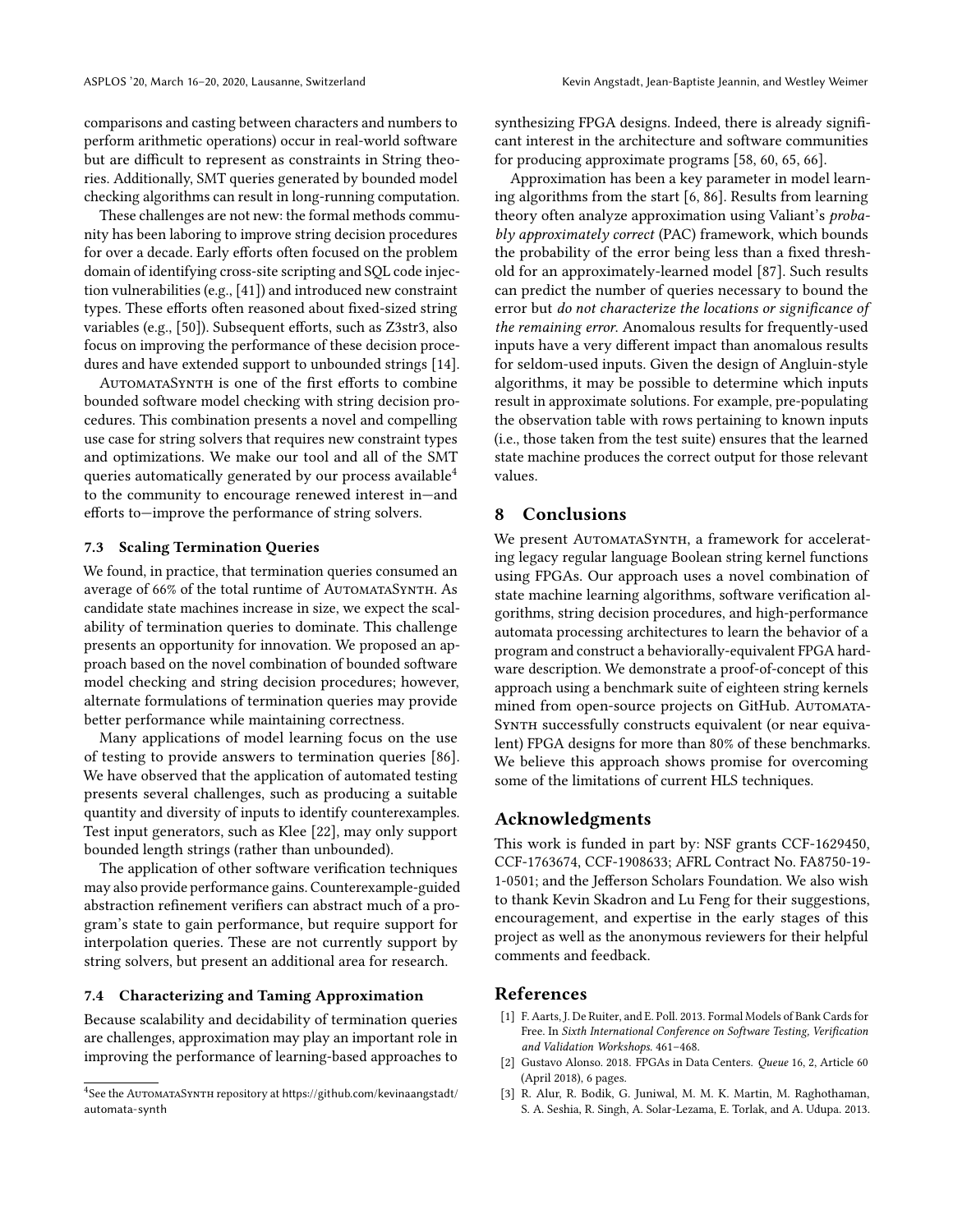comparisons and casting between characters and numbers to perform arithmetic operations) occur in real-world software but are difficult to represent as constraints in String theories. Additionally, SMT queries generated by bounded model checking algorithms can result in long-running computation.

These challenges are not new: the formal methods community has been laboring to improve string decision procedures for over a decade. Early efforts often focused on the problem domain of identifying cross-site scripting and SQL code injection vulnerabilities (e.g., [41]) and introduced new constraint types. These efforts often reasoned about fixed-sized string variables (e.g., [50]). Subsequent efforts, such as Z3str3, also focus on improving the performance of these decision procedures and have extended support to unbounded strings [14].

AutomataSynth is one of the first efforts to combine bounded software model checking with string decision procedures. This combination presents a novel and compelling use case for string solvers that requires new constraint types and optimizations. We make our tool and all of the SMT queries automatically generated by our process available[4] to the community to encourage renewed interest in—and efforts to—improve the performance of string solvers.

### 7.3 Scaling Termination Queries

We found, in practice, that termination queries consumed an average of 66% of the total runtime of AutomataSynth. As candidate state machines increase in size, we expect the scalability of termination queries to dominate. This challenge presents an opportunity for innovation. We proposed an approach based on the novel combination of bounded software model checking and string decision procedures; however, alternate formulations of termination queries may provide better performance while maintaining correctness.

Many applications of model learning focus on the use of testing to provide answers to termination queries [86]. We have observed that the application of automated testing presents several challenges, such as producing a suitable quantity and diversity of inputs to identify counterexamples. Test input generators, such as Klee [22], may only support bounded length strings (rather than unbounded).

The application of other software verification techniques may also provide performance gains. Counterexample-guided abstraction refinement verifiers can abstract much of a program's state to gain performance, but require support for interpolation queries. These are not currently support by string solvers, but present an additional area for research.

### 7.4 Characterizing and Taming Approximation

Because scalability and decidability of termination queries are challenges, approximation may play an important role in improving the performance of learning-based approaches to synthesizing FPGA designs. Indeed, there is already significant interest in the architecture and software communities for producing approximate programs [58, 60, 65, 66].

Approximation has been a key parameter in model learning algorithms from the start [6, 86]. Results from learning theory often analyze approximation using Valiant's *probably approximately correct* (PAC) framework, which bounds the probability of the error being less than a fixed threshold for an approximately-learned model [87]. Such results can predict the number of queries necessary to bound the error but *do not characterize the locations or significance of the remaining error.* Anomalous results for frequently-used inputs have a very different impact than anomalous results for seldom-used inputs. Given the design of Angluin-style algorithms, it may be possible to determine which inputs result in approximate solutions. For example, pre-populating the observation table with rows pertaining to known inputs (i.e., those taken from the test suite) ensures that the learned state machine produces the correct output for those relevant values.

[4] See the AutomataSynth repository at https://github.com/kevinaangstadt/automata-synth

## 8 Conclusions

We present AutomataSynth, a framework for accelerating legacy regular language Boolean string kernel functions using FPGAs. Our approach uses a novel combination of state machine learning algorithms, software verification algorithms, string decision procedures, and high-performance automata processing architectures to learn the behavior of a program and construct a behaviorally-equivalent FPGA hardware description. We demonstrate a proof-of-concept of this approach using a benchmark suite of eighteen string kernels mined from open-source projects on GitHub. AutomataSynth successfully constructs equivalent (or near equivalent) FPGA designs for more than 80% of these benchmarks. We believe this approach shows promise for overcoming some of the limitations of current HLS techniques.

## Acknowledgments

This work is funded in part by: NSF grants CCF-1629450, CCF-1763674, CCF-1908633; AFRL Contract No. FA8750-19-1-0501; and the Jefferson Scholars Foundation. We also wish to thank Kevin Skadron and Lu Feng for their suggestions, encouragement, and expertise in the early stages of this project as well as the anonymous reviewers for their helpful comments and feedback.

## References

[1] F. Aarts, J. De Ruiter, and E. Poll. 2013. Formal Models of Bank Cards for Free. In *Sixth International Conference on Software Testing, Verification and Validation Workshops*. 461–468.

[2] Gustavo Alonso. 2018. FPGAs in Data Centers. *Queue* 16, 2, Article 60 (April 2018), 6 pages.

[3] R. Alur, R. Bodik, G. Juniwal, M. M. K. Martin, M. Raghothaman, S. A. Seshia, R. Singh, A. Solar-Lezama, E. Torlak, and A. Udupa. 2013.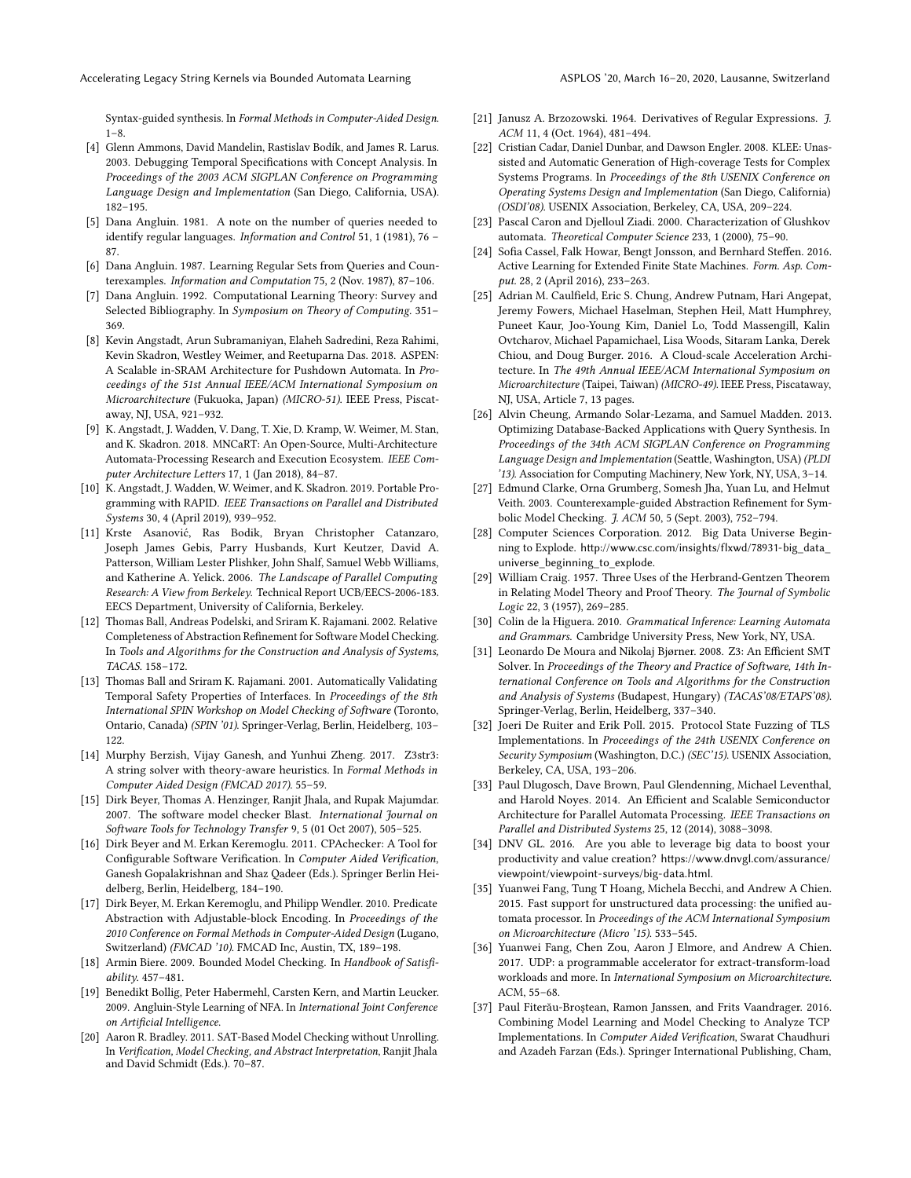Syntax-guided synthesis. In *Formal Methods in Computer-Aided Design*. 1–8.

- [4] Glenn Ammons, David Mandelin, Rastislav Bodík, and James R. Larus. 2003. Debugging Temporal Specifications with Concept Analysis. In *Proceedings of the 2003 ACM SIGPLAN Conference on Programming Language Design and Implementation* (San Diego, California, USA). 182–195.
- [5] Dana Angluin. 1981. A note on the number of queries needed to identify regular languages. *Information and Control* 51, 1 (1981), 76 – 87.
- [6] Dana Angluin. 1987. Learning Regular Sets from Queries and Counterexamples. *Information and Computation* 75, 2 (Nov. 1987), 87–106.
- [7] Dana Angluin. 1992. Computational Learning Theory: Survey and Selected Bibliography. In *Symposium on Theory of Computing*. 351–369.
- [8] Kevin Angstadt, Arun Subramaniyan, Elaheh Sadredini, Reza Rahimi, Kevin Skadron, Westley Weimer, and Reetuparna Das. 2018. ASPEN: A Scalable in-SRAM Architecture for Pushdown Automata. In *Proceedings of the 51st Annual IEEE/ACM International Symposium on Microarchitecture* (Fukuoka, Japan) *(MICRO-51)*. IEEE Press, Piscataway, NJ, USA, 921–932.
- [9] K. Angstadt, J. Wadden, V. Dang, T. Xie, D. Kramp, W. Weimer, M. Stan, and K. Skadron. 2018. MNCaRT: An Open-Source, Multi-Architecture Automata-Processing Research and Execution Ecosystem. *IEEE Computer Architecture Letters* 17, 1 (Jan 2018), 84–87.
- [10] K. Angstadt, J. Wadden, W. Weimer, and K. Skadron. 2019. Portable Programming with RAPID. *IEEE Transactions on Parallel and Distributed Systems* 30, 4 (April 2019), 939–952.
- [11] Krste Asanović, Ras Bodik, Bryan Christopher Catanzaro, Joseph James Gebis, Parry Husbands, Kurt Keutzer, David A. Patterson, William Lester Plishker, John Shalf, Samuel Webb Williams, and Katherine A. Yelick. 2006. *The Landscape of Parallel Computing Research: A View from Berkeley.* Technical Report UCB/EECS-2006-183. EECS Department, University of California, Berkeley.
- [12] Thomas Ball, Andreas Podelski, and Sriram K. Rajamani. 2002. Relative Completeness of Abstraction Refinement for Software Model Checking. In *Tools and Algorithms for the Construction and Analysis of Systems, TACAS*. 158–172.
- [13] Thomas Ball and Sriram K. Rajamani. 2001. Automatically Validating Temporal Safety Properties of Interfaces. In *Proceedings of the 8th International SPIN Workshop on Model Checking of Software* (Toronto, Ontario, Canada) *(SPIN '01)*. Springer-Verlag, Berlin, Heidelberg, 103–122.
- [14] Murphy Berzish, Vijay Ganesh, and Yunhui Zheng. 2017. Z3str3: A string solver with theory-aware heuristics. In *Formal Methods in Computer Aided Design (FMCAD 2017)*. 55–59.
- [15] Dirk Beyer, Thomas A. Henzinger, Ranjit Jhala, and Rupak Majumdar. 2007. The software model checker Blast. *International Journal on Software Tools for Technology Transfer* 9, 5 (01 Oct 2007), 505–525.
- [16] Dirk Beyer and M. Erkan Keremoglu. 2011. CPAchecker: A Tool for Configurable Software Verification. In *Computer Aided Verification*, Ganesh Gopalakrishnan and Shaz Qadeer (Eds.). Springer Berlin Heidelberg, Berlin, Heidelberg, 184–190.
- [17] Dirk Beyer, M. Erkan Keremoglu, and Philipp Wendler. 2010. Predicate Abstraction with Adjustable-block Encoding. In *Proceedings of the 2010 Conference on Formal Methods in Computer-Aided Design* (Lugano, Switzerland) *(FMCAD '10)*. FMCAD Inc, Austin, TX, 189–198.
- [18] Armin Biere. 2009. Bounded Model Checking. In *Handbook of Satisfiability*. 457–481.
- [19] Benedikt Bollig, Peter Habermehl, Carsten Kern, and Martin Leucker. 2009. Angluin-Style Learning of NFA. In *International Joint Conference on Artificial Intelligence*.
- [20] Aaron R. Bradley. 2011. SAT-Based Model Checking without Unrolling. In *Verification, Model Checking, and Abstract Interpretation*, Ranjit Jhala and David Schmidt (Eds.). 70–87.
- [21] Janusz A. Brzozowski. 1964. Derivatives of Regular Expressions. *J. ACM* 11, 4 (Oct. 1964), 481–494.
- [22] Cristian Cadar, Daniel Dunbar, and Dawson Engler. 2008. KLEE: Unassisted and Automatic Generation of High-coverage Tests for Complex Systems Programs. In *Proceedings of the 8th USENIX Conference on Operating Systems Design and Implementation* (San Diego, California) *(OSDI'08)*. USENIX Association, Berkeley, CA, USA, 209–224.
- [23] Pascal Caron and Djelloul Ziadi. 2000. Characterization of Glushkov automata. *Theoretical Computer Science* 233, 1 (2000), 75–90.
- [24] Sofia Cassel, Falk Howar, Bengt Jonsson, and Bernhard Steffen. 2016. Active Learning for Extended Finite State Machines. *Form. Asp. Comput.* 28, 2 (April 2016), 233–263.
- [25] Adrian M. Caulfield, Eric S. Chung, Andrew Putnam, Hari Angepat, Jeremy Fowers, Michael Haselman, Stephen Heil, Matt Humphrey, Puneet Kaur, Joo-Young Kim, Daniel Lo, Todd Massengill, Kalin Ovtcharov, Michael Papamichael, Lisa Woods, Sitaram Lanka, Derek Chiou, and Doug Burger. 2016. A Cloud-scale Acceleration Architecture. In *The 49th Annual IEEE/ACM International Symposium on Microarchitecture* (Taipei, Taiwan) *(MICRO-49)*. IEEE Press, Piscataway, NJ, USA, Article 7, 13 pages.
- [26] Alvin Cheung, Armando Solar-Lezama, and Samuel Madden. 2013. Optimizing Database-Backed Applications with Query Synthesis. In *Proceedings of the 34th ACM SIGPLAN Conference on Programming Language Design and Implementation* (Seattle, Washington, USA) *(PLDI '13)*. Association for Computing Machinery, New York, NY, USA, 3–14.
- [27] Edmund Clarke, Orna Grumberg, Somesh Jha, Yuan Lu, and Helmut Veith. 2003. Counterexample-guided Abstraction Refinement for Symbolic Model Checking. *J. ACM* 50, 5 (Sept. 2003), 752–794.
- [28] Computer Sciences Corporation. 2012. Big Data Universe Beginning to Explode. http://www.csc.com/insights/flxwd/78931-big_data_universe_beginning_to_explode.
- [29] William Craig. 1957. Three Uses of the Herbrand-Gentzen Theorem in Relating Model Theory and Proof Theory. *The Journal of Symbolic Logic* 22, 3 (1957), 269–285.
- [30] Colin de la Higuera. 2010. *Grammatical Inference: Learning Automata and Grammars.* Cambridge University Press, New York, NY, USA.
- [31] Leonardo De Moura and Nikolaj Bjørner. 2008. Z3: An Efficient SMT Solver. In *Proceedings of the Theory and Practice of Software, 14th International Conference on Tools and Algorithms for the Construction and Analysis of Systems* (Budapest, Hungary) *(TACAS'08/ETAPS'08)*. Springer-Verlag, Berlin, Heidelberg, 337–340.
- [32] Joeri De Ruiter and Erik Poll. 2015. Protocol State Fuzzing of TLS Implementations. In *Proceedings of the 24th USENIX Conference on Security Symposium* (Washington, D.C.) *(SEC'15)*. USENIX Association, Berkeley, CA, USA, 193–206.
- [33] Paul Dlugosch, Dave Brown, Paul Glendenning, Michael Leventhal, and Harold Noyes. 2014. An Efficient and Scalable Semiconductor Architecture for Parallel Automata Processing. *IEEE Transactions on Parallel and Distributed Systems* 25, 12 (2014), 3088–3098.
- [34] DNV GL. 2016. Are you able to leverage big data to boost your productivity and value creation? https://www.dnvgl.com/assurance/viewpoint/viewpoint-surveys/big-data.html.
- [35] Yuanwei Fang, Tung T Hoang, Michela Becchi, and Andrew A Chien. 2015. Fast support for unstructured data processing: the unified automata processor. In *Proceedings of the ACM International Symposium on Microarchitecture (Micro '15)*. 533–545.
- [36] Yuanwei Fang, Chen Zou, Aaron J Elmore, and Andrew A Chien. 2017. UDP: a programmable accelerator for extract-transform-load workloads and more. In *International Symposium on Microarchitecture*. ACM, 55–68.
- [37] Paul Fiterău-Broştean, Ramon Janssen, and Frits Vaandrager. 2016. Combining Model Learning and Model Checking to Analyze TCP Implementations. In *Computer Aided Verification*, Swarat Chaudhuri and Azadeh Farzan (Eds.). Springer International Publishing, Cham,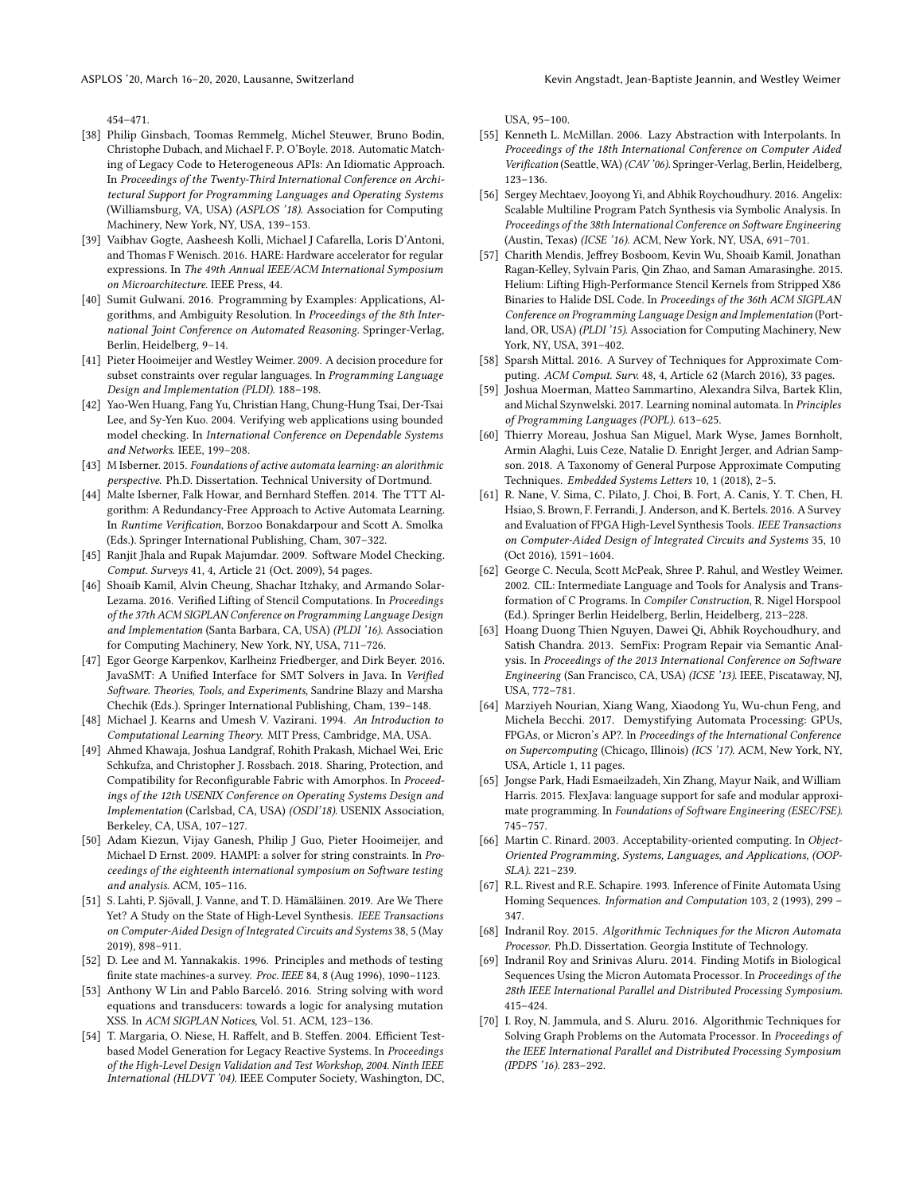454–471.

[38] Philip Ginsbach, Toomas Remmelg, Michel Steuwer, Bruno Bodin, Christophe Dubach, and Michael F. P. O'Boyle. 2018. Automatic Matching of Legacy Code to Heterogeneous APIs: An Idiomatic Approach. In *Proceedings of the Twenty-Third International Conference on Architectural Support for Programming Languages and Operating Systems* (Williamsburg, VA, USA) *(ASPLOS '18)*. Association for Computing Machinery, New York, NY, USA, 139–153.

[39] Vaibhav Gogte, Aasheesh Kolli, Michael J Cafarella, Loris D'Antoni, and Thomas F Wenisch. 2016. HARE: Hardware accelerator for regular expressions. In *The 49th Annual IEEE/ACM International Symposium on Microarchitecture*. IEEE Press, 44.

[40] Sumit Gulwani. 2016. Programming by Examples: Applications, Algorithms, and Ambiguity Resolution. In *Proceedings of the 8th International Joint Conference on Automated Reasoning*. Springer-Verlag, Berlin, Heidelberg, 9–14.

[41] Pieter Hooimeijer and Westley Weimer. 2009. A decision procedure for subset constraints over regular languages. In *Programming Language Design and Implementation (PLDI)*. 188–198.

[42] Yao-Wen Huang, Fang Yu, Christian Hang, Chung-Hung Tsai, Der-Tsai Lee, and Sy-Yen Kuo. 2004. Verifying web applications using bounded model checking. In *International Conference on Dependable Systems and Networks*. IEEE, 199–208.

[43] M Isberner. 2015. *Foundations of active automata learning: an alorithmic perspective.* Ph.D. Dissertation. Technical University of Dortmund.

[44] Malte Isberner, Falk Howar, and Bernhard Steffen. 2014. The TTT Algorithm: A Redundancy-Free Approach to Active Automata Learning. In *Runtime Verification*, Borzoo Bonakdarpour and Scott A. Smolka (Eds.). Springer International Publishing, Cham, 307–322.

[45] Ranjit Jhala and Rupak Majumdar. 2009. Software Model Checking. *Comput. Surveys* 41, 4, Article 21 (Oct. 2009), 54 pages.

[46] Shoaib Kamil, Alvin Cheung, Shachar Itzhaky, and Armando Solar-Lezama. 2016. Verified Lifting of Stencil Computations. In *Proceedings of the 37th ACM SIGPLAN Conference on Programming Language Design and Implementation* (Santa Barbara, CA, USA) *(PLDI '16)*. Association for Computing Machinery, New York, NY, USA, 711–726.

[47] Egor George Karpenkov, Karlheinz Friedberger, and Dirk Beyer. 2016. JavaSMT: A Unified Interface for SMT Solvers in Java. In *Verified Software. Theories, Tools, and Experiments*, Sandrine Blazy and Marsha Chechik (Eds.). Springer International Publishing, Cham, 139–148.

[48] Michael J. Kearns and Umesh V. Vazirani. 1994. *An Introduction to Computational Learning Theory.* MIT Press, Cambridge, MA, USA.

[49] Ahmed Khawaja, Joshua Landgraf, Rohith Prakash, Michael Wei, Eric Schkufza, and Christopher J. Rossbach. 2018. Sharing, Protection, and Compatibility for Reconfigurable Fabric with Amorphos. In *Proceedings of the 12th USENIX Conference on Operating Systems Design and Implementation* (Carlsbad, CA, USA) *(OSDI'18)*. USENIX Association, Berkeley, CA, USA, 107–127.

[50] Adam Kiezun, Vijay Ganesh, Philip J Guo, Pieter Hooimeijer, and Michael D Ernst. 2009. HAMPI: a solver for string constraints. In *Proceedings of the eighteenth international symposium on Software testing and analysis*. ACM, 105–116.

[51] S. Lahti, P. Sjövall, J. Vanne, and T. D. Hämäläinen. 2019. Are We There Yet? A Study on the State of High-Level Synthesis. *IEEE Transactions on Computer-Aided Design of Integrated Circuits and Systems* 38, 5 (May 2019), 898–911.

[52] D. Lee and M. Yannakakis. 1996. Principles and methods of testing finite state machines-a survey. *Proc. IEEE* 84, 8 (Aug 1996), 1090–1123.

[53] Anthony W Lin and Pablo Barceló. 2016. String solving with word equations and transducers: towards a logic for analysing mutation XSS. In *ACM SIGPLAN Notices*, Vol. 51. ACM, 123–136.

[54] T. Margaria, O. Niese, H. Raffelt, and B. Steffen. 2004. Efficient Test-based Model Generation for Legacy Reactive Systems. In *Proceedings of the High-Level Design Validation and Test Workshop, 2004. Ninth IEEE International (HLDVT '04)*. IEEE Computer Society, Washington, DC, USA, 95–100.

[55] Kenneth L. McMillan. 2006. Lazy Abstraction with Interpolants. In *Proceedings of the 18th International Conference on Computer Aided Verification* (Seattle, WA) *(CAV '06)*. Springer-Verlag, Berlin, Heidelberg, 123–136.

[56] Sergey Mechtaev, Jooyong Yi, and Abhik Roychoudhury. 2016. Angelix: Scalable Multiline Program Patch Synthesis via Symbolic Analysis. In *Proceedings of the 38th International Conference on Software Engineering* (Austin, Texas) *(ICSE '16)*. ACM, New York, NY, USA, 691–701.

[57] Charith Mendis, Jeffrey Bosboom, Kevin Wu, Shoaib Kamil, Jonathan Ragan-Kelley, Sylvain Paris, Qin Zhao, and Saman Amarasinghe. 2015. Helium: Lifting High-Performance Stencil Kernels from Stripped X86 Binaries to Halide DSL Code. In *Proceedings of the 36th ACM SIGPLAN Conference on Programming Language Design and Implementation* (Portland, OR, USA) *(PLDI '15)*. Association for Computing Machinery, New York, NY, USA, 391–402.

[58] Sparsh Mittal. 2016. A Survey of Techniques for Approximate Computing. *ACM Comput. Surv.* 48, 4, Article 62 (March 2016), 33 pages.

[59] Joshua Moerman, Matteo Sammartino, Alexandra Silva, Bartek Klin, and Michal Szynwelski. 2017. Learning nominal automata. In *Principles of Programming Languages (POPL)*. 613–625.

[60] Thierry Moreau, Joshua San Miguel, Mark Wyse, James Bornholt, Armin Alaghi, Luis Ceze, Natalie D. Enright Jerger, and Adrian Sampson. 2018. A Taxonomy of General Purpose Approximate Computing Techniques. *Embedded Systems Letters* 10, 1 (2018), 2–5.

[61] R. Nane, V. Sima, C. Pilato, J. Choi, B. Fort, A. Canis, Y. T. Chen, H. Hsiao, S. Brown, F. Ferrandi, J. Anderson, and K. Bertels. 2016. A Survey and Evaluation of FPGA High-Level Synthesis Tools. *IEEE Transactions on Computer-Aided Design of Integrated Circuits and Systems* 35, 10 (Oct 2016), 1591–1604.

[62] George C. Necula, Scott McPeak, Shree P. Rahul, and Westley Weimer. 2002. CIL: Intermediate Language and Tools for Analysis and Transformation of C Programs. In *Compiler Construction*, R. Nigel Horspool (Ed.). Springer Berlin Heidelberg, Berlin, Heidelberg, 213–228.

[63] Hoang Duong Thien Nguyen, Dawei Qi, Abhik Roychoudhury, and Satish Chandra. 2013. SemFix: Program Repair via Semantic Analysis. In *Proceedings of the 2013 International Conference on Software Engineering* (San Francisco, CA, USA) *(ICSE '13)*. IEEE, Piscataway, NJ, USA, 772–781.

[64] Marziyeh Nourian, Xiang Wang, Xiaodong Yu, Wu-chun Feng, and Michela Becchi. 2017. Demystifying Automata Processing: GPUs, FPGAs, or Micron's AP?. In *Proceedings of the International Conference on Supercomputing* (Chicago, Illinois) *(ICS '17)*. ACM, New York, NY, USA, Article 1, 11 pages.

[65] Jongse Park, Hadi Esmaeilzadeh, Xin Zhang, Mayur Naik, and William Harris. 2015. FlexJava: language support for safe and modular approximate programming. In *Foundations of Software Engineering (ESEC/FSE)*. 745–757.

[66] Martin C. Rinard. 2003. Acceptability-oriented computing. In *Object-Oriented Programming, Systems, Languages, and Applications, (OOPSLA)*. 221–239.

[67] R.L. Rivest and R.E. Schapire. 1993. Inference of Finite Automata Using Homing Sequences. *Information and Computation* 103, 2 (1993), 299 – 347.

[68] Indranil Roy. 2015. *Algorithmic Techniques for the Micron Automata Processor.* Ph.D. Dissertation. Georgia Institute of Technology.

[69] Indranil Roy and Srinivas Aluru. 2014. Finding Motifs in Biological Sequences Using the Micron Automata Processor. In *Proceedings of the 28th IEEE International Parallel and Distributed Processing Symposium*. 415–424.

[70] I. Roy, N. Jammula, and S. Aluru. 2016. Algorithmic Techniques for Solving Graph Problems on the Automata Processor. In *Proceedings of the IEEE International Parallel and Distributed Processing Symposium (IPDPS '16)*. 283–292.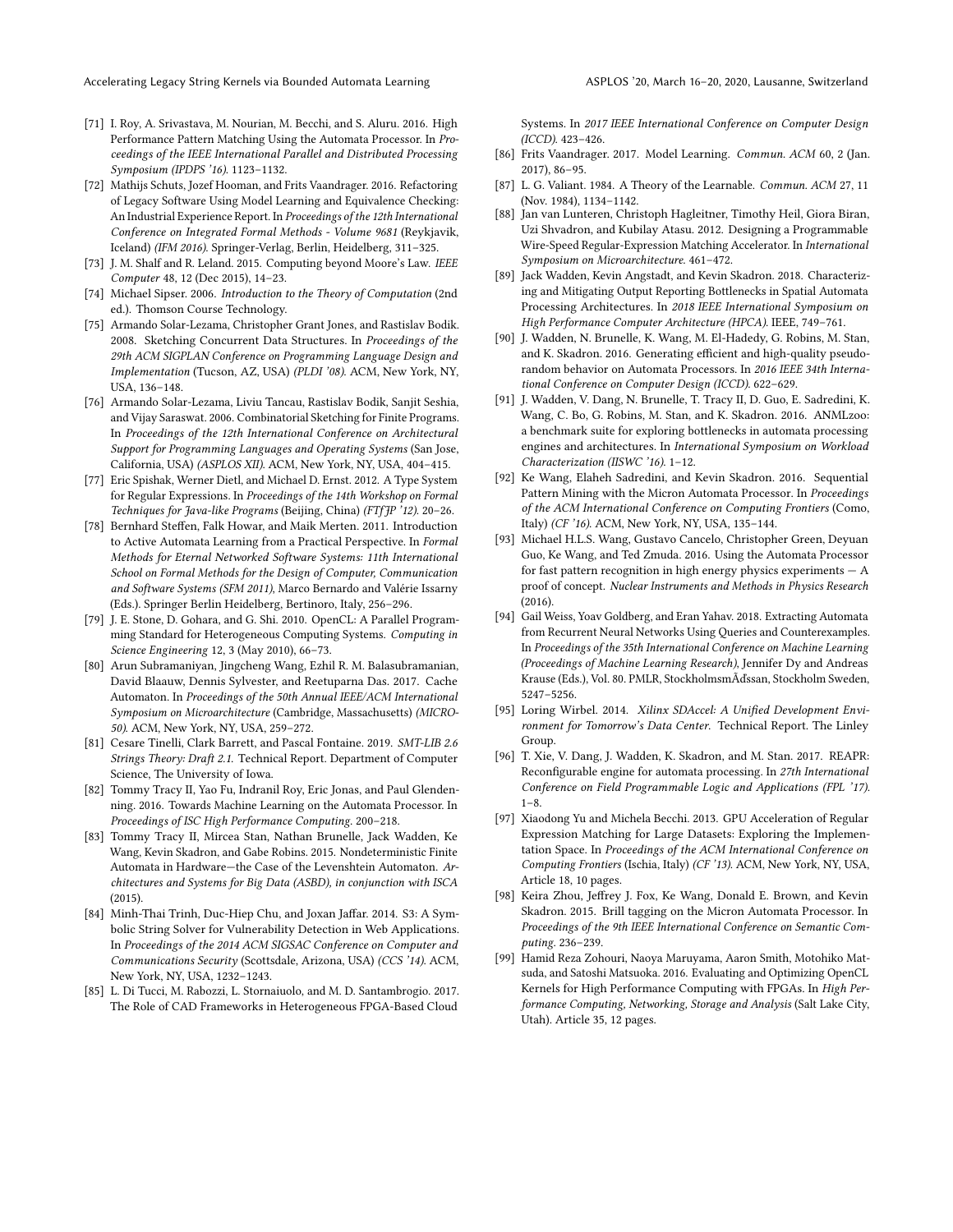[71] I. Roy, A. Srivastava, M. Nourian, M. Becchi, and S. Aluru. 2016. High Performance Pattern Matching Using the Automata Processor. In *Proceedings of the IEEE International Parallel and Distributed Processing Symposium (IPDPS '16)*. 1123–1132.

[72] Mathijs Schuts, Jozef Hooman, and Frits Vaandrager. 2016. Refactoring of Legacy Software Using Model Learning and Equivalence Checking: An Industrial Experience Report. In *Proceedings of the 12th International Conference on Integrated Formal Methods - Volume 9681* (Reykjavik, Iceland) *(IFM 2016)*. Springer-Verlag, Berlin, Heidelberg, 311–325.

[73] J. M. Shalf and R. Leland. 2015. Computing beyond Moore's Law. *IEEE Computer* 48, 12 (Dec 2015), 14–23.

[74] Michael Sipser. 2006. *Introduction to the Theory of Computation* (2nd ed.). Thomson Course Technology.

[75] Armando Solar-Lezama, Christopher Grant Jones, and Rastislav Bodik. 2008. Sketching Concurrent Data Structures. In *Proceedings of the 29th ACM SIGPLAN Conference on Programming Language Design and Implementation* (Tucson, AZ, USA) *(PLDI '08)*. ACM, New York, NY, USA, 136–148.

[76] Armando Solar-Lezama, Liviu Tancau, Rastislav Bodik, Sanjit Seshia, and Vijay Saraswat. 2006. Combinatorial Sketching for Finite Programs. In *Proceedings of the 12th International Conference on Architectural Support for Programming Languages and Operating Systems* (San Jose, California, USA) *(ASPLOS XII)*. ACM, New York, NY, USA, 404–415.

[77] Eric Spishak, Werner Dietl, and Michael D. Ernst. 2012. A Type System for Regular Expressions. In *Proceedings of the 14th Workshop on Formal Techniques for Java-like Programs* (Beijing, China) *(FTfJP '12)*. 20–26.

[78] Bernhard Steffen, Falk Howar, and Maik Merten. 2011. Introduction to Active Automata Learning from a Practical Perspective. In *Formal Methods for Eternal Networked Software Systems: 11th International School on Formal Methods for the Design of Computer, Communication and Software Systems (SFM 2011)*, Marco Bernardo and Valérie Issarny (Eds.). Springer Berlin Heidelberg, Bertinoro, Italy, 256–296.

[79] J. E. Stone, D. Gohara, and G. Shi. 2010. OpenCL: A Parallel Programming Standard for Heterogeneous Computing Systems. *Computing in Science Engineering* 12, 3 (May 2010), 66–73.

[80] Arun Subramaniyan, Jingcheng Wang, Ezhil R. M. Balasubramanian, David Blaauw, Dennis Sylvester, and Reetuparna Das. 2017. Cache Automaton. In *Proceedings of the 50th Annual IEEE/ACM International Symposium on Microarchitecture* (Cambridge, Massachusetts) *(MICRO-50)*. ACM, New York, NY, USA, 259–272.

[81] Cesare Tinelli, Clark Barrett, and Pascal Fontaine. 2019. *SMT-LIB 2.6 Strings Theory: Draft 2.1.* Technical Report. Department of Computer Science, The University of Iowa.

[82] Tommy Tracy II, Yao Fu, Indranil Roy, Eric Jonas, and Paul Glendenning. 2016. Towards Machine Learning on the Automata Processor. In *Proceedings of ISC High Performance Computing*. 200–218.

[83] Tommy Tracy II, Mircea Stan, Nathan Brunelle, Jack Wadden, Ke Wang, Kevin Skadron, and Gabe Robins. 2015. Nondeterministic Finite Automata in Hardware—the Case of the Levenshtein Automaton. *Architectures and Systems for Big Data (ASBD), in conjunction with ISCA* (2015).

[84] Minh-Thai Trinh, Duc-Hiep Chu, and Joxan Jaffar. 2014. S3: A Symbolic String Solver for Vulnerability Detection in Web Applications. In *Proceedings of the 2014 ACM SIGSAC Conference on Computer and Communications Security* (Scottsdale, Arizona, USA) *(CCS '14)*. ACM, New York, NY, USA, 1232–1243.

[85] L. Di Tucci, M. Rabozzi, L. Stornaiuolo, and M. D. Santambrogio. 2017. The Role of CAD Frameworks in Heterogeneous FPGA-Based Cloud Systems. In *2017 IEEE International Conference on Computer Design (ICCD)*. 423–426.

[86] Frits Vaandrager. 2017. Model Learning. *Commun. ACM* 60, 2 (Jan. 2017), 86–95.

[87] L. G. Valiant. 1984. A Theory of the Learnable. *Commun. ACM* 27, 11 (Nov. 1984), 1134–1142.

[88] Jan van Lunteren, Christoph Hagleitner, Timothy Heil, Giora Biran, Uzi Shvadron, and Kubilay Atasu. 2012. Designing a Programmable Wire-Speed Regular-Expression Matching Accelerator. In *International Symposium on Microarchitecture*. 461–472.

[89] Jack Wadden, Kevin Angstadt, and Kevin Skadron. 2018. Characterizing and Mitigating Output Reporting Bottlenecks in Spatial Automata Processing Architectures. In *2018 IEEE International Symposium on High Performance Computer Architecture (HPCA)*. IEEE, 749–761.

[90] J. Wadden, N. Brunelle, K. Wang, M. El-Hadedy, G. Robins, M. Stan, and K. Skadron. 2016. Generating efficient and high-quality pseudo-random behavior on Automata Processors. In *2016 IEEE 34th International Conference on Computer Design (ICCD)*. 622–629.

[91] J. Wadden, V. Dang, N. Brunelle, T. Tracy II, D. Guo, E. Sadredini, K. Wang, C. Bo, G. Robins, M. Stan, and K. Skadron. 2016. ANMLzoo: a benchmark suite for exploring bottlenecks in automata processing engines and architectures. In *International Symposium on Workload Characterization (IISWC '16)*. 1–12.

[92] Ke Wang, Elaheh Sadredini, and Kevin Skadron. 2016. Sequential Pattern Mining with the Micron Automata Processor. In *Proceedings of the ACM International Conference on Computing Frontiers* (Como, Italy) *(CF '16)*. ACM, New York, NY, USA, 135–144.

[93] Michael H.L.S. Wang, Gustavo Cancelo, Christopher Green, Deyuan Guo, Ke Wang, and Ted Zmuda. 2016. Using the Automata Processor for fast pattern recognition in high energy physics experiments — A proof of concept. *Nuclear Instruments and Methods in Physics Research* (2016).

[94] Gail Weiss, Yoav Goldberg, and Eran Yahav. 2018. Extracting Automata from Recurrent Neural Networks Using Queries and Counterexamples. In *Proceedings of the 35th International Conference on Machine Learning (Proceedings of Machine Learning Research)*, Jennifer Dy and Andreas Krause (Eds.), Vol. 80. PMLR, StockholmsmÃďssan, Stockholm Sweden, 5247–5256.

[95] Loring Wirbel. 2014. *Xilinx SDAccel: A Unified Development Environment for Tomorrow's Data Center.* Technical Report. The Linley Group.

[96] T. Xie, V. Dang, J. Wadden, K. Skadron, and M. Stan. 2017. REAPR: Reconfigurable engine for automata processing. In *27th International Conference on Field Programmable Logic and Applications (FPL '17)*. 1–8.

[97] Xiaodong Yu and Michela Becchi. 2013. GPU Acceleration of Regular Expression Matching for Large Datasets: Exploring the Implementation Space. In *Proceedings of the ACM International Conference on Computing Frontiers* (Ischia, Italy) *(CF '13)*. ACM, New York, NY, USA, Article 18, 10 pages.

[98] Keira Zhou, Jeffrey J. Fox, Ke Wang, Donald E. Brown, and Kevin Skadron. 2015. Brill tagging on the Micron Automata Processor. In *Proceedings of the 9th IEEE International Conference on Semantic Computing*. 236–239.

[99] Hamid Reza Zohouri, Naoya Maruyama, Aaron Smith, Motohiko Matsuda, and Satoshi Matsuoka. 2016. Evaluating and Optimizing OpenCL Kernels for High Performance Computing with FPGAs. In *High Performance Computing, Networking, Storage and Analysis* (Salt Lake City, Utah). Article 35, 12 pages.